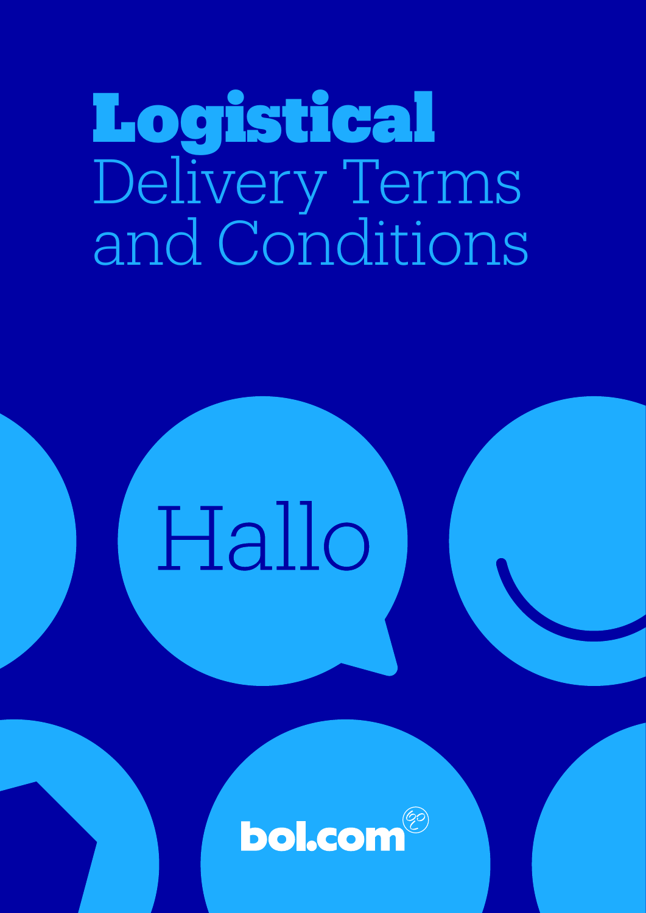# Logistical Delivery Terms and Conditions

Hallo

bol.com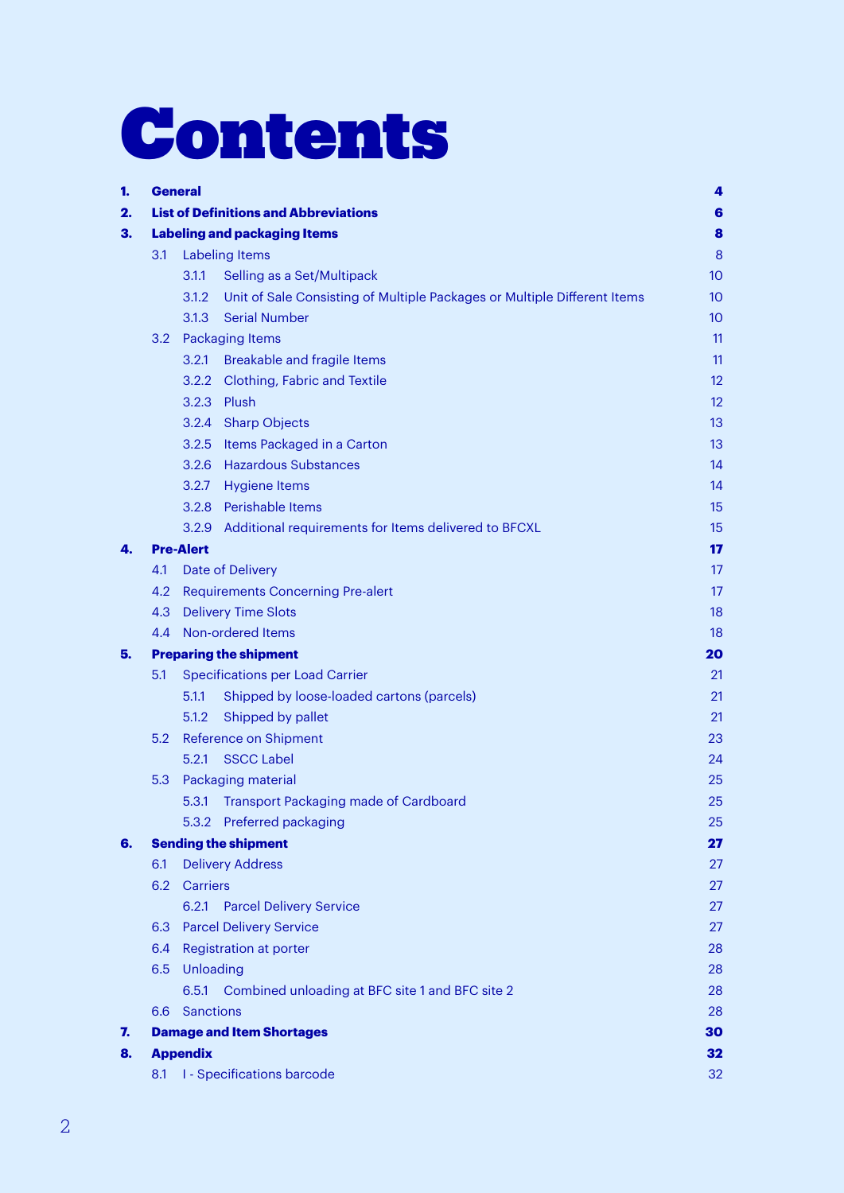# Contents

| | | |
|---|---|---|
| **1.** | **General** | **4** |
| **2.** | **List of Definitions and Abbreviations** | **6** |
| **3.** | **Labeling and packaging Items** | **8** |
| | 3.1 Labeling Items | 8 |
| | 3.1.1 Selling as a Set/Multipack | 10 |
| | 3.1.2 Unit of Sale Consisting of Multiple Packages or Multiple Different Items | 10 |
| | 3.1.3 Serial Number | 10 |
| | 3.2 Packaging Items | 11 |
| | 3.2.1 Breakable and fragile Items | 11 |
| | 3.2.2 Clothing, Fabric and Textile | 12 |
| | 3.2.3 Plush | 12 |
| | 3.2.4 Sharp Objects | 13 |
| | 3.2.5 Items Packaged in a Carton | 13 |
| | 3.2.6 Hazardous Substances | 14 |
| | 3.2.7 Hygiene Items | 14 |
| | 3.2.8 Perishable Items | 15 |
| | 3.2.9 Additional requirements for Items delivered to BFCXL | 15 |
| **4.** | **Pre-Alert** | **17** |
| | 4.1 Date of Delivery | 17 |
| | 4.2 Requirements Concerning Pre-alert | 17 |
| | 4.3 Delivery Time Slots | 18 |
| | 4.4 Non-ordered Items | 18 |
| **5.** | **Preparing the shipment** | **20** |
| | 5.1 Specifications per Load Carrier | 21 |
| | 5.1.1 Shipped by loose-loaded cartons (parcels) | 21 |
| | 5.1.2 Shipped by pallet | 21 |
| | 5.2 Reference on Shipment | 23 |
| | 5.2.1 SSCC Label | 24 |
| | 5.3 Packaging material | 25 |
| | 5.3.1 Transport Packaging made of Cardboard | 25 |
| | 5.3.2 Preferred packaging | 25 |
| **6.** | **Sending the shipment** | **27** |
| | 6.1 Delivery Address | 27 |
| | 6.2 Carriers | 27 |
| | 6.2.1 Parcel Delivery Service | 27 |
| | 6.3 Parcel Delivery Service | 27 |
| | 6.4 Registration at porter | 28 |
| | 6.5 Unloading | 28 |
| | 6.5.1 Combined unloading at BFC site 1 and BFC site 2 | 28 |
| | 6.6 Sanctions | 28 |
| **7.** | **Damage and Item Shortages** | **30** |
| **8.** | **Appendix** | **32** |
| | 8.1 I - Specifications barcode | 32 |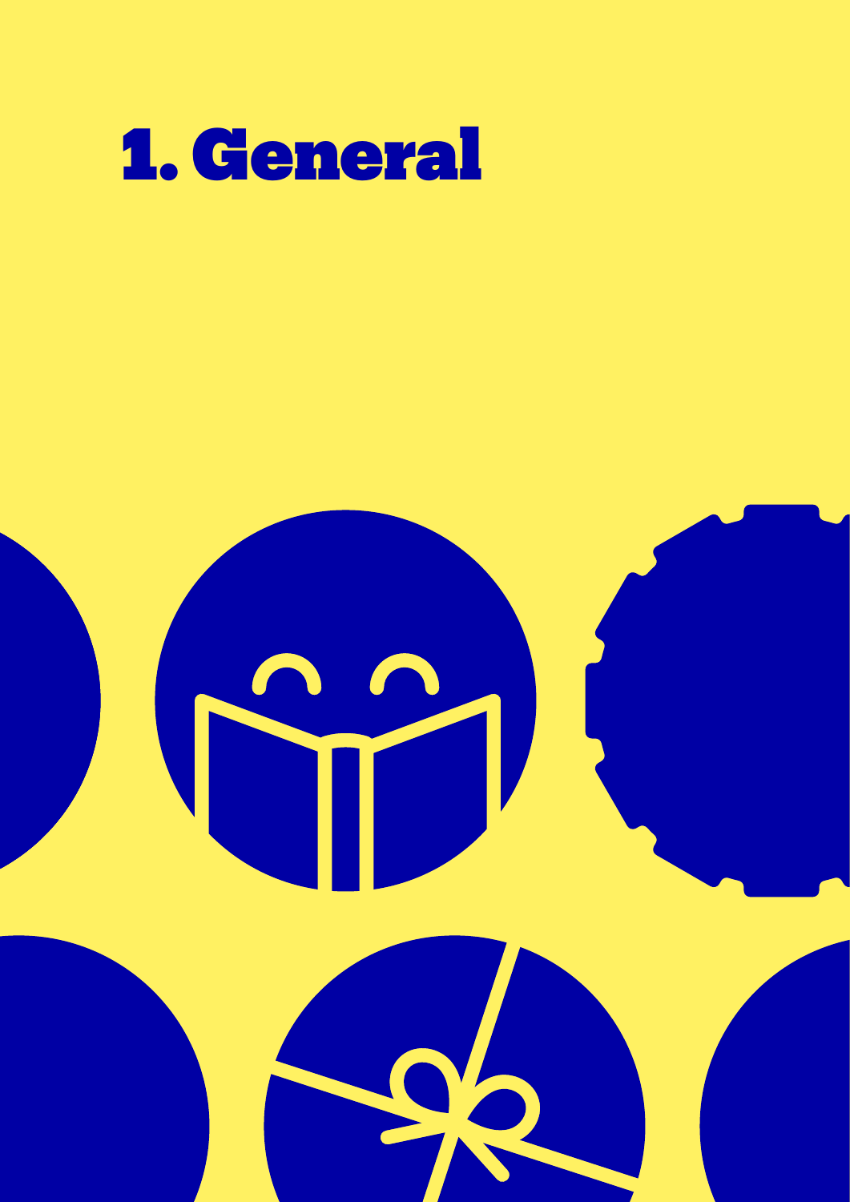# 1. General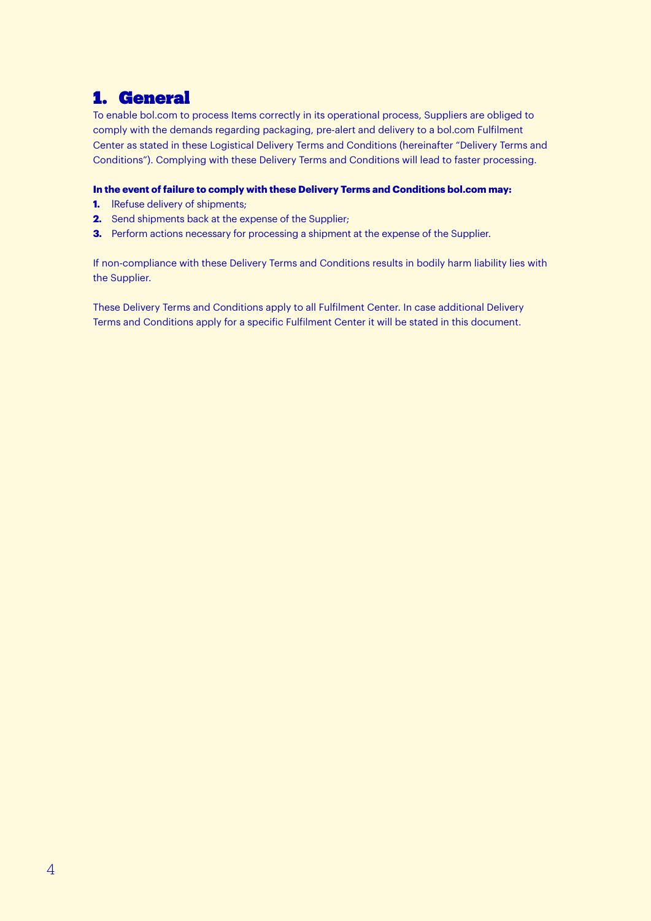# 1. General

To enable bol.com to process Items correctly in its operational process, Suppliers are obliged to comply with the demands regarding packaging, pre-alert and delivery to a bol.com Fulfilment Center as stated in these Logistical Delivery Terms and Conditions (hereinafter "Delivery Terms and Conditions"). Complying with these Delivery Terms and Conditions will lead to faster processing.

**In the event of failure to comply with these Delivery Terms and Conditions bol.com may:**

1. lRefuse delivery of shipments;
2. Send shipments back at the expense of the Supplier;
3. Perform actions necessary for processing a shipment at the expense of the Supplier.

If non-compliance with these Delivery Terms and Conditions results in bodily harm liability lies with the Supplier.

These Delivery Terms and Conditions apply to all Fulfilment Center. In case additional Delivery Terms and Conditions apply for a specific Fulfilment Center it will be stated in this document.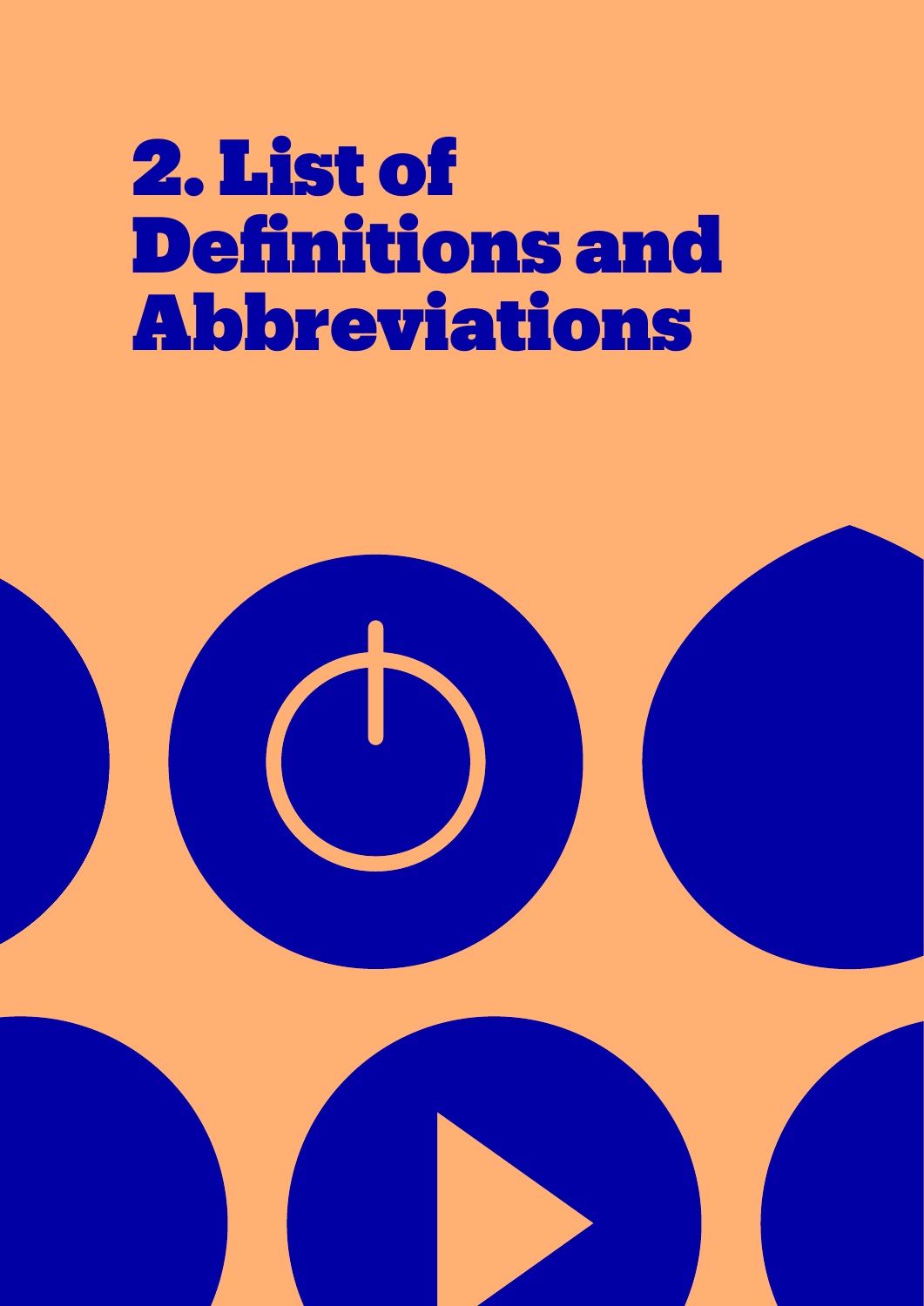# 2. List of Definitions and Abbreviations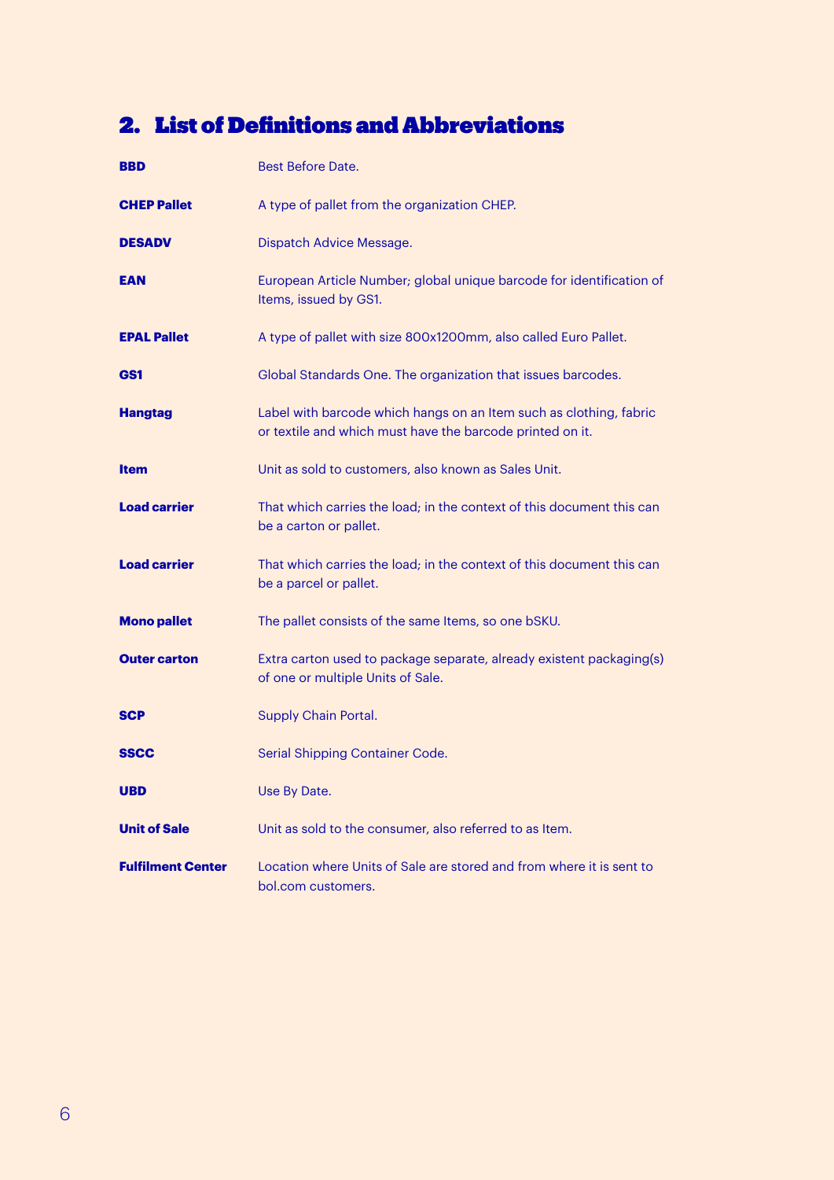## 2. List of Definitions and Abbreviations

| | |
|---|---|
| **BBD** | Best Before Date. |
| **CHEP Pallet** | A type of pallet from the organization CHEP. |
| **DESADV** | Dispatch Advice Message. |
| **EAN** | European Article Number; global unique barcode for identification of Items, issued by GS1. |
| **EPAL Pallet** | A type of pallet with size 800x1200mm, also called Euro Pallet. |
| **GS1** | Global Standards One. The organization that issues barcodes. |
| **Hangtag** | Label with barcode which hangs on an Item such as clothing, fabric or textile and which must have the barcode printed on it. |
| **Item** | Unit as sold to customers, also known as Sales Unit. |
| **Load carrier** | That which carries the load; in the context of this document this can be a carton or pallet. |
| **Load carrier** | That which carries the load; in the context of this document this can be a parcel or pallet. |
| **Mono pallet** | The pallet consists of the same Items, so one bSKU. |
| **Outer carton** | Extra carton used to package separate, already existent packaging(s) of one or multiple Units of Sale. |
| **SCP** | Supply Chain Portal. |
| **SSCC** | Serial Shipping Container Code. |
| **UBD** | Use By Date. |
| **Unit of Sale** | Unit as sold to the consumer, also referred to as Item. |
| **Fulfilment Center** | Location where Units of Sale are stored and from where it is sent to bol.com customers. |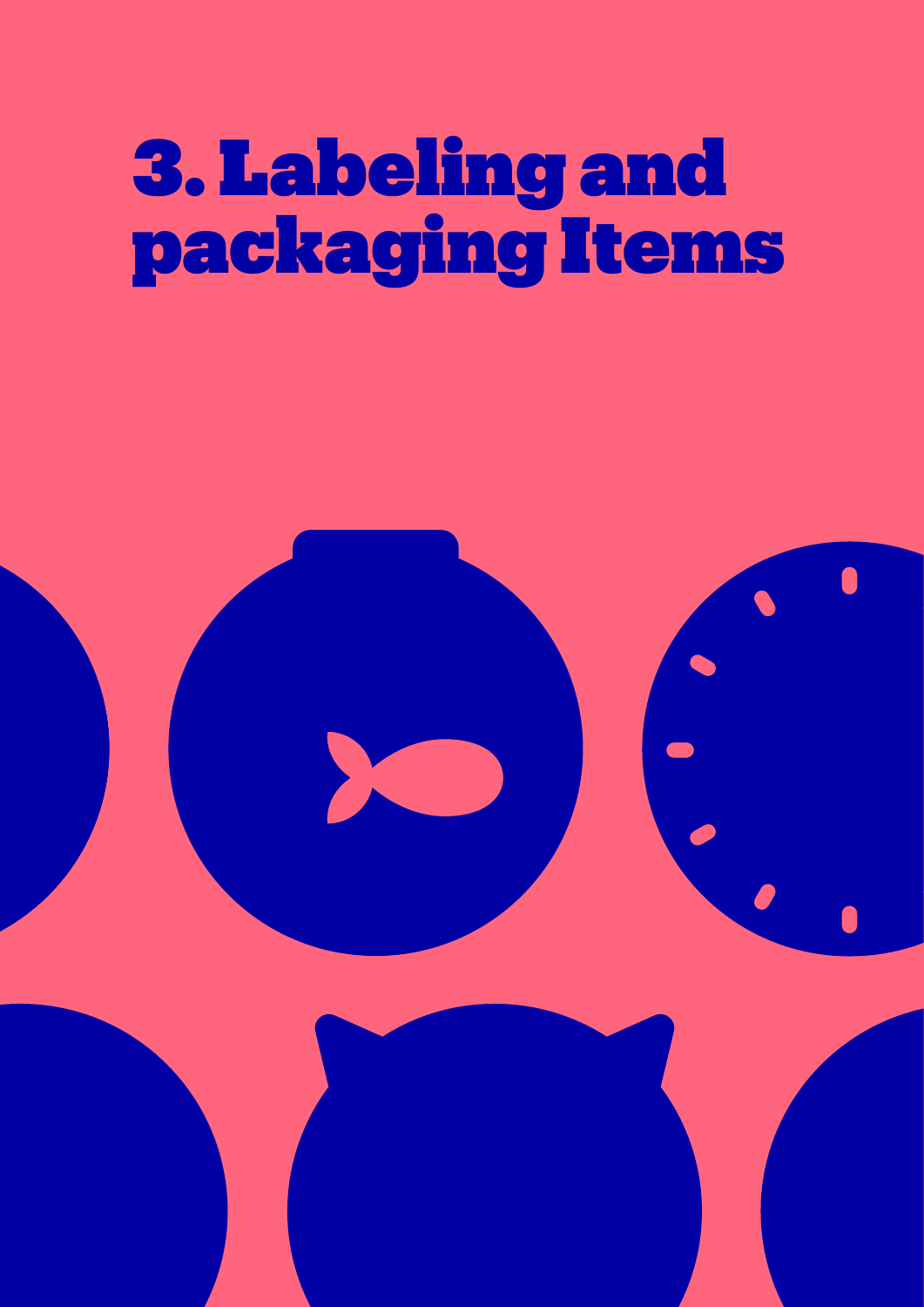# 3. Labeling and packaging Items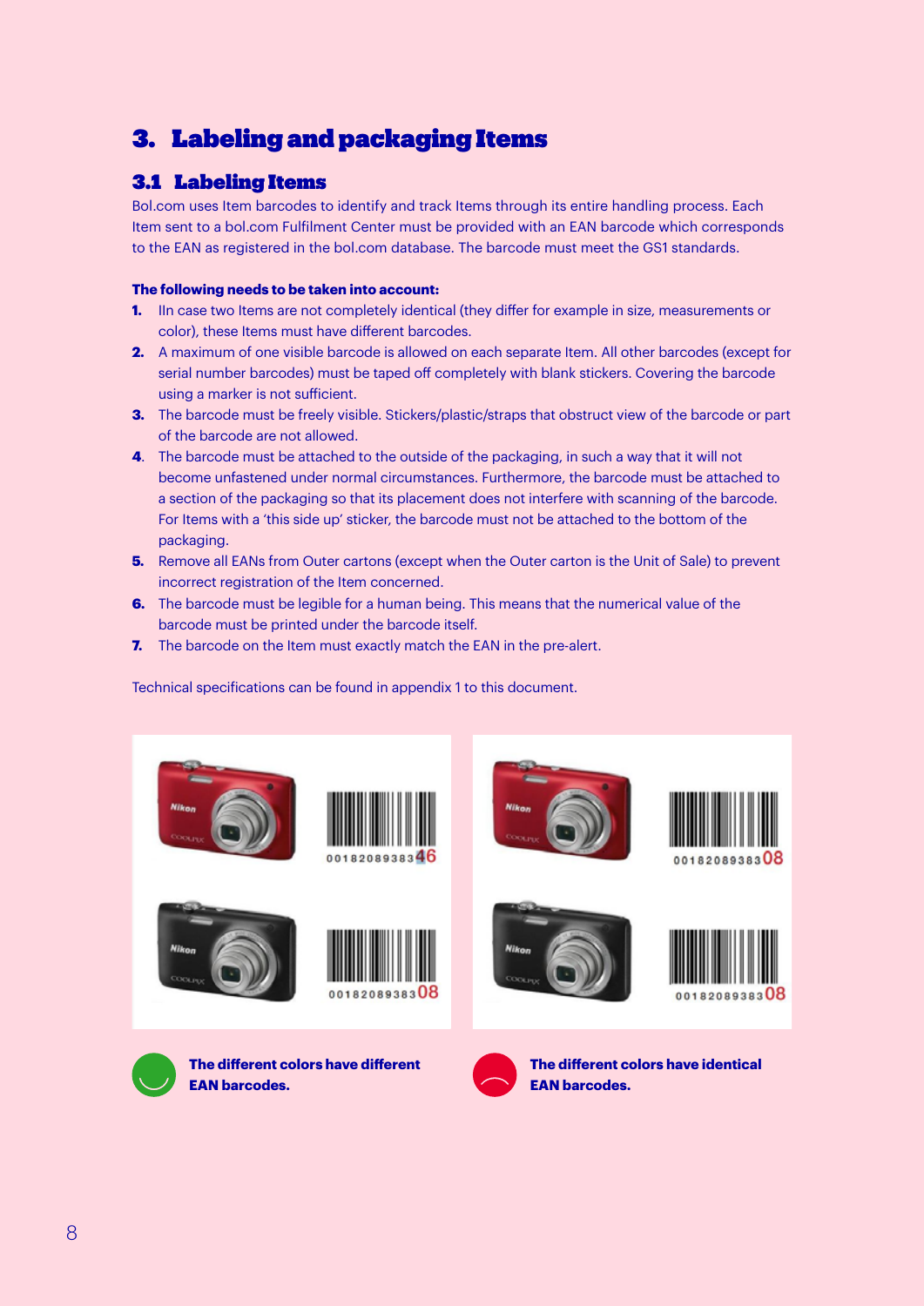# 3. Labeling and packaging Items

## 3.1 Labeling Items

Bol.com uses Item barcodes to identify and track Items through its entire handling process. Each Item sent to a bol.com Fulfilment Center must be provided with an EAN barcode which corresponds to the EAN as registered in the bol.com database. The barcode must meet the GS1 standards.

**The following needs to be taken into account:**

1. IIn case two Items are not completely identical (they differ for example in size, measurements or color), these Items must have different barcodes.
2. A maximum of one visible barcode is allowed on each separate Item. All other barcodes (except for serial number barcodes) must be taped off completely with blank stickers. Covering the barcode using a marker is not sufficient.
3. The barcode must be freely visible. Stickers/plastic/straps that obstruct view of the barcode or part of the barcode are not allowed.
4. The barcode must be attached to the outside of the packaging, in such a way that it will not become unfastened under normal circumstances. Furthermore, the barcode must be attached to a section of the packaging so that its placement does not interfere with scanning of the barcode. For Items with a 'this side up' sticker, the barcode must not be attached to the bottom of the packaging.
5. Remove all EANs from Outer cartons (except when the Outer carton is the Unit of Sale) to prevent incorrect registration of the Item concerned.
6. The barcode must be legible for a human being. This means that the numerical value of the barcode must be printed under the barcode itself.
7. The barcode on the Item must exactly match the EAN in the pre-alert.

Technical specifications can be found in appendix 1 to this document.

00182089383**46**

00182089383**08**

**The different colors have different EAN barcodes.**

00182089383**08**

00182089383**08**

**The different colors have identical EAN barcodes.**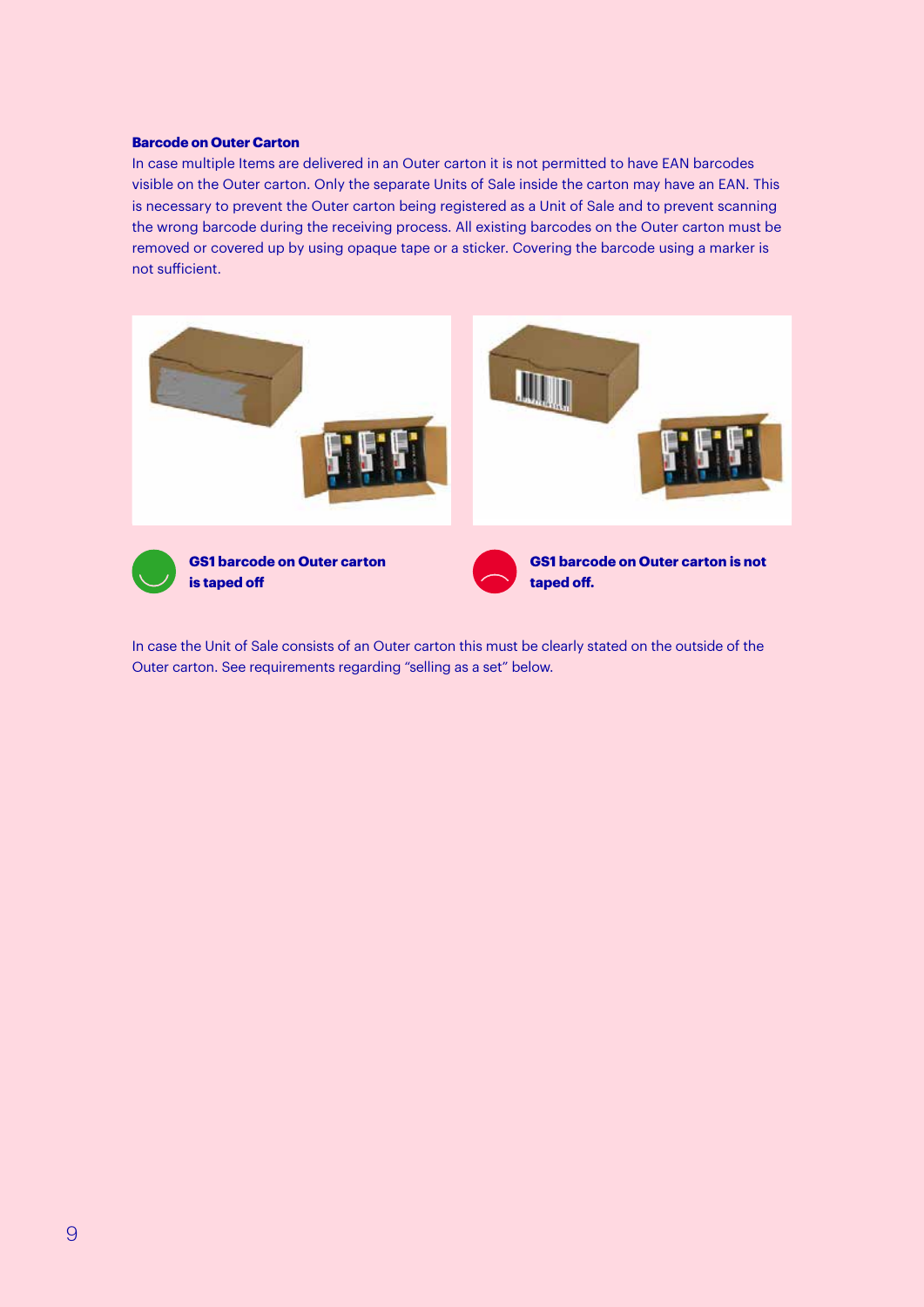**Barcode on Outer Carton**

In case multiple Items are delivered in an Outer carton it is not permitted to have EAN barcodes visible on the Outer carton. Only the separate Units of Sale inside the carton may have an EAN. This is necessary to prevent the Outer carton being registered as a Unit of Sale and to prevent scanning the wrong barcode during the receiving process. All existing barcodes on the Outer carton must be removed or covered up by using opaque tape or a sticker. Covering the barcode using a marker is not sufficient.

**GS1 barcode on Outer carton is taped off**

**GS1 barcode on Outer carton is not taped off.**

In case the Unit of Sale consists of an Outer carton this must be clearly stated on the outside of the Outer carton. See requirements regarding "selling as a set" below.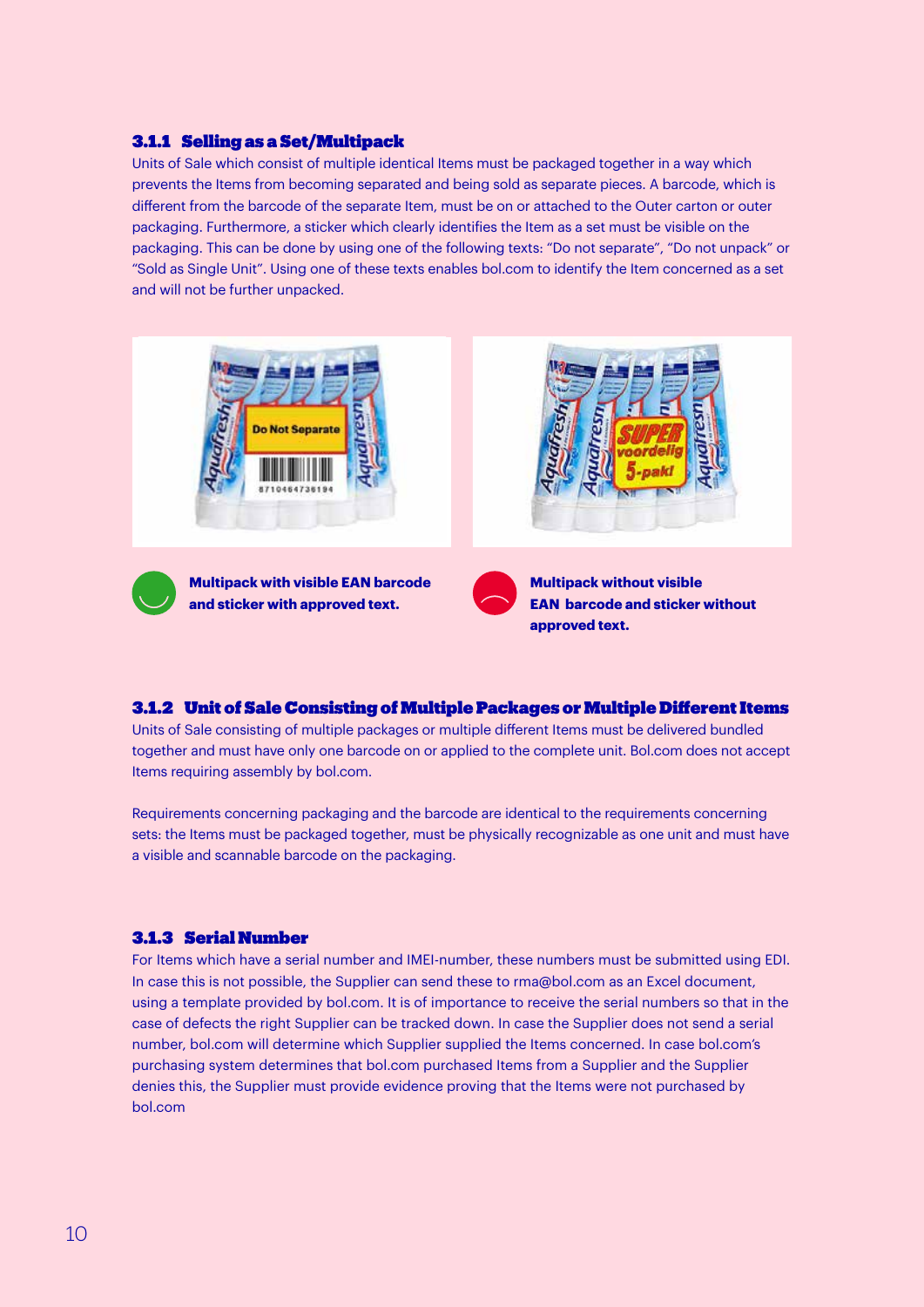### 3.1.1 Selling as a Set/Multipack

Units of Sale which consist of multiple identical Items must be packaged together in a way which prevents the Items from becoming separated and being sold as separate pieces. A barcode, which is different from the barcode of the separate Item, must be on or attached to the Outer carton or outer packaging. Furthermore, a sticker which clearly identifies the Item as a set must be visible on the packaging. This can be done by using one of the following texts: “Do not separate”, “Do not unpack” or “Sold as Single Unit”. Using one of these texts enables bol.com to identify the Item concerned as a set and will not be further unpacked.

**Multipack with visible EAN barcode and sticker with approved text.**

**Multipack without visible EAN barcode and sticker without approved text.**

### 3.1.2 Unit of Sale Consisting of Multiple Packages or Multiple Different Items

Units of Sale consisting of multiple packages or multiple different Items must be delivered bundled together and must have only one barcode on or applied to the complete unit. Bol.com does not accept Items requiring assembly by bol.com.

Requirements concerning packaging and the barcode are identical to the requirements concerning sets: the Items must be packaged together, must be physically recognizable as one unit and must have a visible and scannable barcode on the packaging.

### 3.1.3 Serial Number

For Items which have a serial number and IMEI-number, these numbers must be submitted using EDI. In case this is not possible, the Supplier can send these to rma@bol.com as an Excel document, using a template provided by bol.com. It is of importance to receive the serial numbers so that in the case of defects the right Supplier can be tracked down. In case the Supplier does not send a serial number, bol.com will determine which Supplier supplied the Items concerned. In case bol.com’s purchasing system determines that bol.com purchased Items from a Supplier and the Supplier denies this, the Supplier must provide evidence proving that the Items were not purchased by bol.com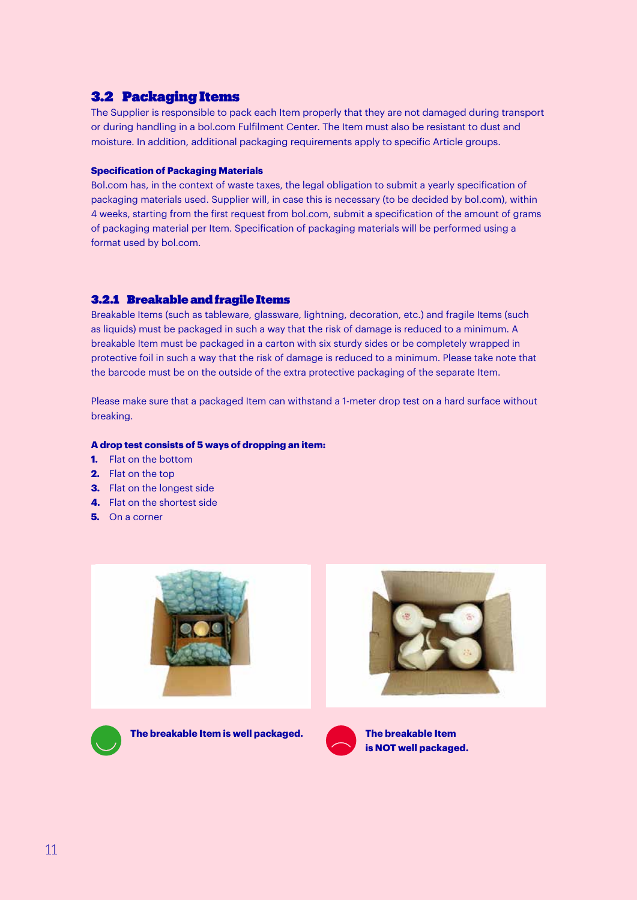## 3.2 Packaging Items

The Supplier is responsible to pack each Item properly that they are not damaged during transport or during handling in a bol.com Fulfilment Center. The Item must also be resistant to dust and moisture. In addition, additional packaging requirements apply to specific Article groups.

**Specification of Packaging Materials**

Bol.com has, in the context of waste taxes, the legal obligation to submit a yearly specification of packaging materials used. Supplier will, in case this is necessary (to be decided by bol.com), within 4 weeks, starting from the first request from bol.com, submit a specification of the amount of grams of packaging material per Item. Specification of packaging materials will be performed using a format used by bol.com.

### 3.2.1 Breakable and fragile Items

Breakable Items (such as tableware, glassware, lightning, decoration, etc.) and fragile Items (such as liquids) must be packaged in such a way that the risk of damage is reduced to a minimum. A breakable Item must be packaged in a carton with six sturdy sides or be completely wrapped in protective foil in such a way that the risk of damage is reduced to a minimum. Please take note that the barcode must be on the outside of the extra protective packaging of the separate Item.

Please make sure that a packaged Item can withstand a 1-meter drop test on a hard surface without breaking.

**A drop test consists of 5 ways of dropping an item:**

1. Flat on the bottom
2. Flat on the top
3. Flat on the longest side
4. Flat on the shortest side
5. On a corner

**The breakable Item is well packaged.**

**The breakable Item is NOT well packaged.**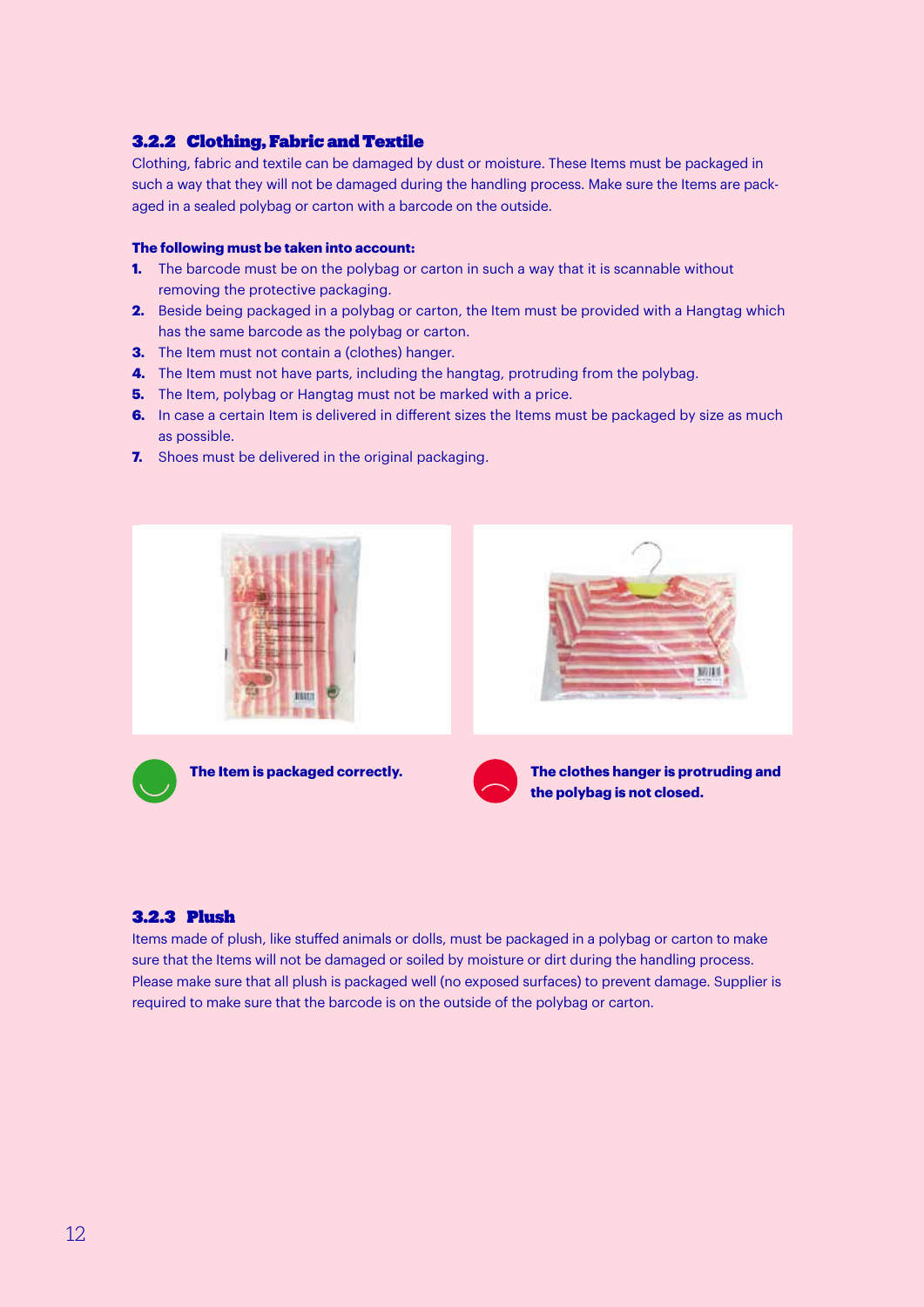### 3.2.2 Clothing, Fabric and Textile

Clothing, fabric and textile can be damaged by dust or moisture. These Items must be packaged in such a way that they will not be damaged during the handling process. Make sure the Items are packaged in a sealed polybag or carton with a barcode on the outside.

**The following must be taken into account:**

1. The barcode must be on the polybag or carton in such a way that it is scannable without removing the protective packaging.
2. Beside being packaged in a polybag or carton, the Item must be provided with a Hangtag which has the same barcode as the polybag or carton.
3. The Item must not contain a (clothes) hanger.
4. The Item must not have parts, including the hangtag, protruding from the polybag.
5. The Item, polybag or Hangtag must not be marked with a price.
6. In case a certain Item is delivered in different sizes the Items must be packaged by size as much as possible.
7. Shoes must be delivered in the original packaging.

**The Item is packaged correctly.**

**The clothes hanger is protruding and the polybag is not closed.**

### 3.2.3 Plush

Items made of plush, like stuffed animals or dolls, must be packaged in a polybag or carton to make sure that the Items will not be damaged or soiled by moisture or dirt during the handling process. Please make sure that all plush is packaged well (no exposed surfaces) to prevent damage. Supplier is required to make sure that the barcode is on the outside of the polybag or carton.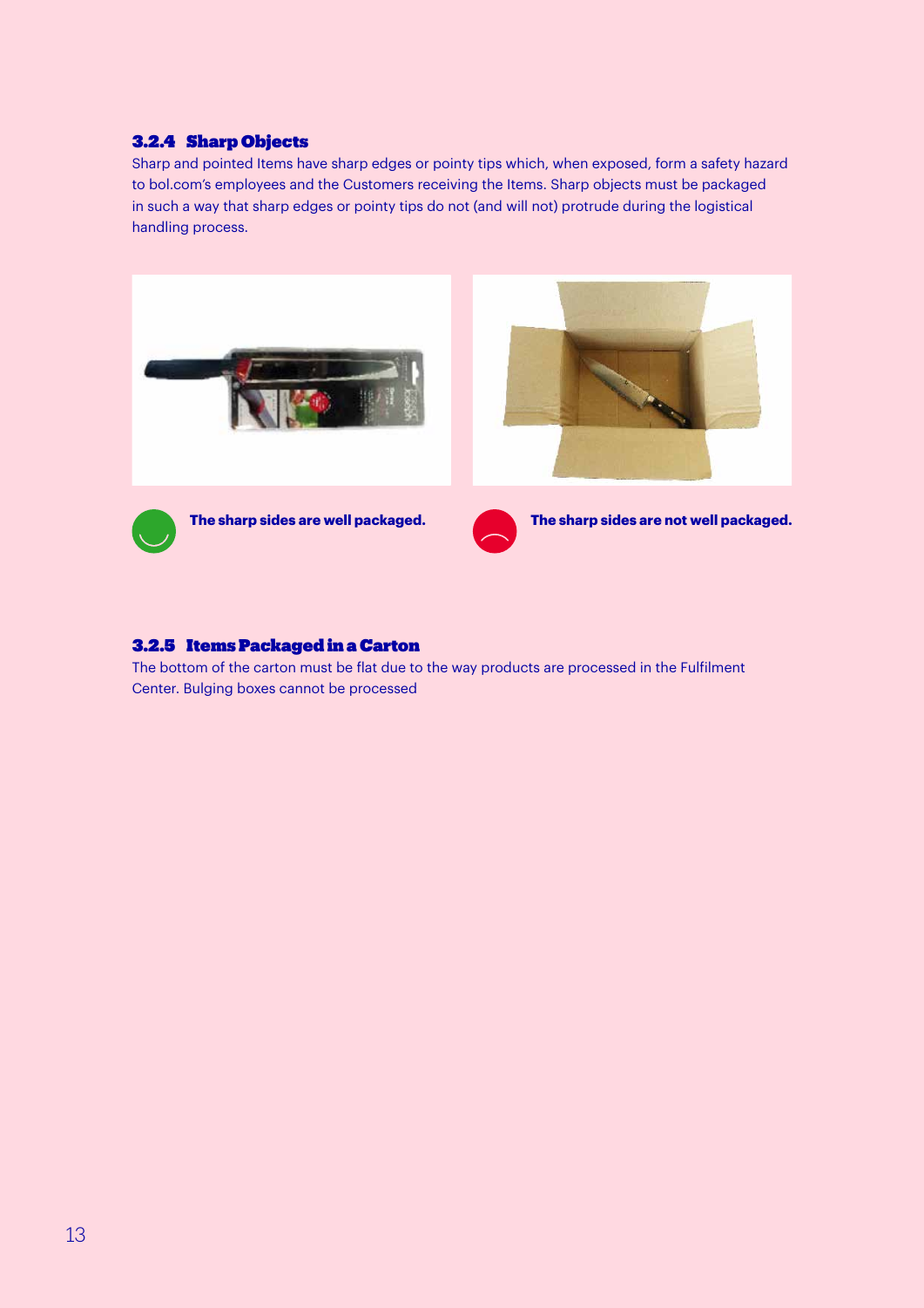### 3.2.4 Sharp Objects

Sharp and pointed Items have sharp edges or pointy tips which, when exposed, form a safety hazard to bol.com's employees and the Customers receiving the Items. Sharp objects must be packaged in such a way that sharp edges or pointy tips do not (and will not) protrude during the logistical handling process.

**The sharp sides are well packaged.**

**The sharp sides are not well packaged.**

### 3.2.5 Items Packaged in a Carton

The bottom of the carton must be flat due to the way products are processed in the Fulfilment Center. Bulging boxes cannot be processed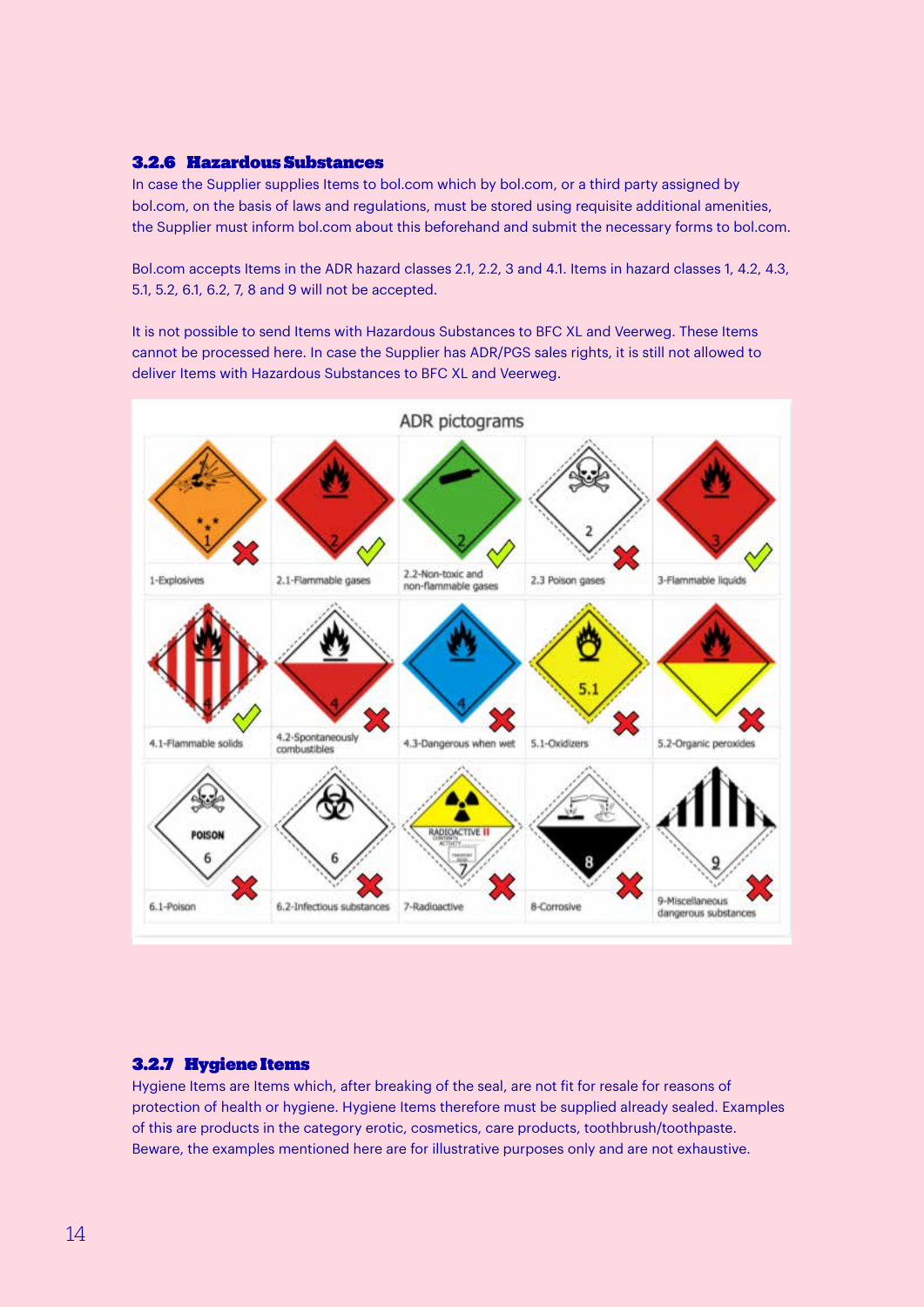### 3.2.6 Hazardous Substances

In case the Supplier supplies Items to bol.com which by bol.com, or a third party assigned by bol.com, on the basis of laws and regulations, must be stored using requisite additional amenities, the Supplier must inform bol.com about this beforehand and submit the necessary forms to bol.com.

Bol.com accepts Items in the ADR hazard classes 2.1, 2.2, 3 and 4.1. Items in hazard classes 1, 4.2, 4.3, 5.1, 5.2, 6.1, 6.2, 7, 8 and 9 will not be accepted.

It is not possible to send Items with Hazardous Substances to BFC XL and Veerweg. These Items cannot be processed here. In case the Supplier has ADR/PGS sales rights, it is still not allowed to deliver Items with Hazardous Substances to BFC XL and Veerweg.

ADR pictograms

| | | | | |
|---|---|---|---|---|
| 1-Explosives ✗ | 2.1-Flammable gases ✓ | 2.2-Non-toxic and non-flammable gases ✓ | 2.3 Poison gases ✗ | 3-Flammable liquids ✓ |
| 4.1-Flammable solids ✓ | 4.2-Spontaneously combustibles ✗ | 4.3-Dangerous when wet ✗ | 5.1-Oxidizers ✗ | 5.2-Organic peroxides ✗ |
| 6.1-Poison ✗ | 6.2-Infectious substances ✗ | 7-Radioactive ✗ | 8-Corrosive ✗ | 9-Miscellaneous dangerous substances ✗ |

### 3.2.7 Hygiene Items

Hygiene Items are Items which, after breaking of the seal, are not fit for resale for reasons of protection of health or hygiene. Hygiene Items therefore must be supplied already sealed. Examples of this are products in the category erotic, cosmetics, care products, toothbrush/toothpaste. Beware, the examples mentioned here are for illustrative purposes only and are not exhaustive.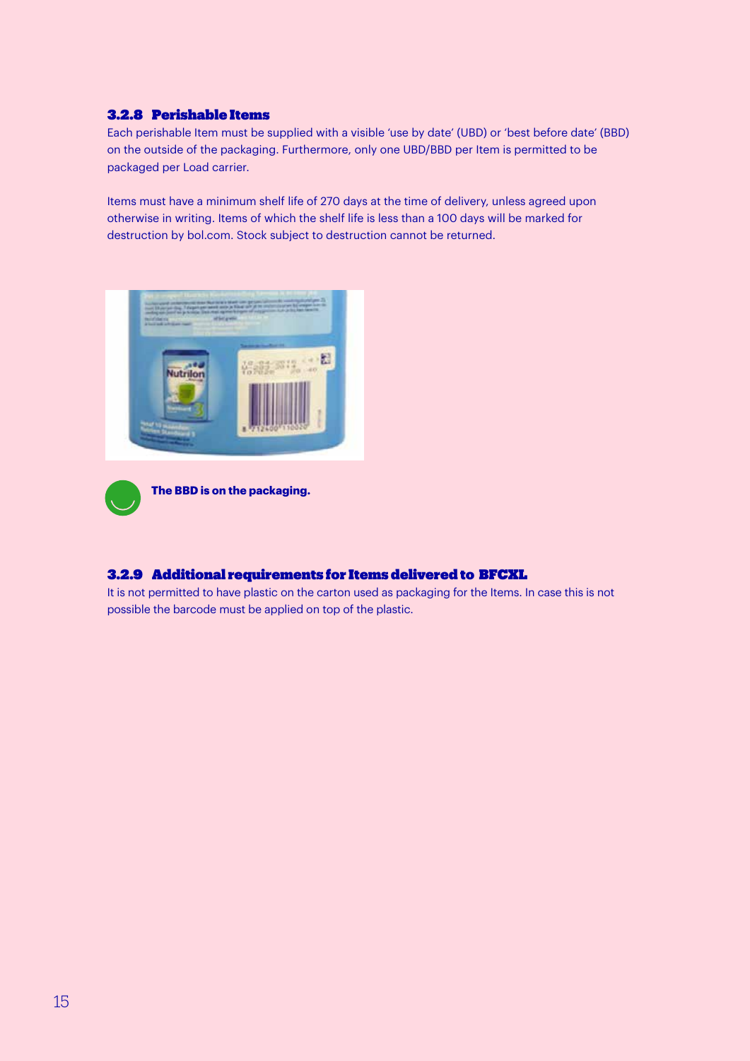### 3.2.8 Perishable Items

Each perishable Item must be supplied with a visible 'use by date' (UBD) or 'best before date' (BBD) on the outside of the packaging. Furthermore, only one UBD/BBD per Item is permitted to be packaged per Load carrier.

Items must have a minimum shelf life of 270 days at the time of delivery, unless agreed upon otherwise in writing. Items of which the shelf life is less than a 100 days will be marked for destruction by bol.com. Stock subject to destruction cannot be returned.

**The BBD is on the packaging.**

### 3.2.9 Additional requirements for Items delivered to BFCXL

It is not permitted to have plastic on the carton used as packaging for the Items. In case this is not possible the barcode must be applied on top of the plastic.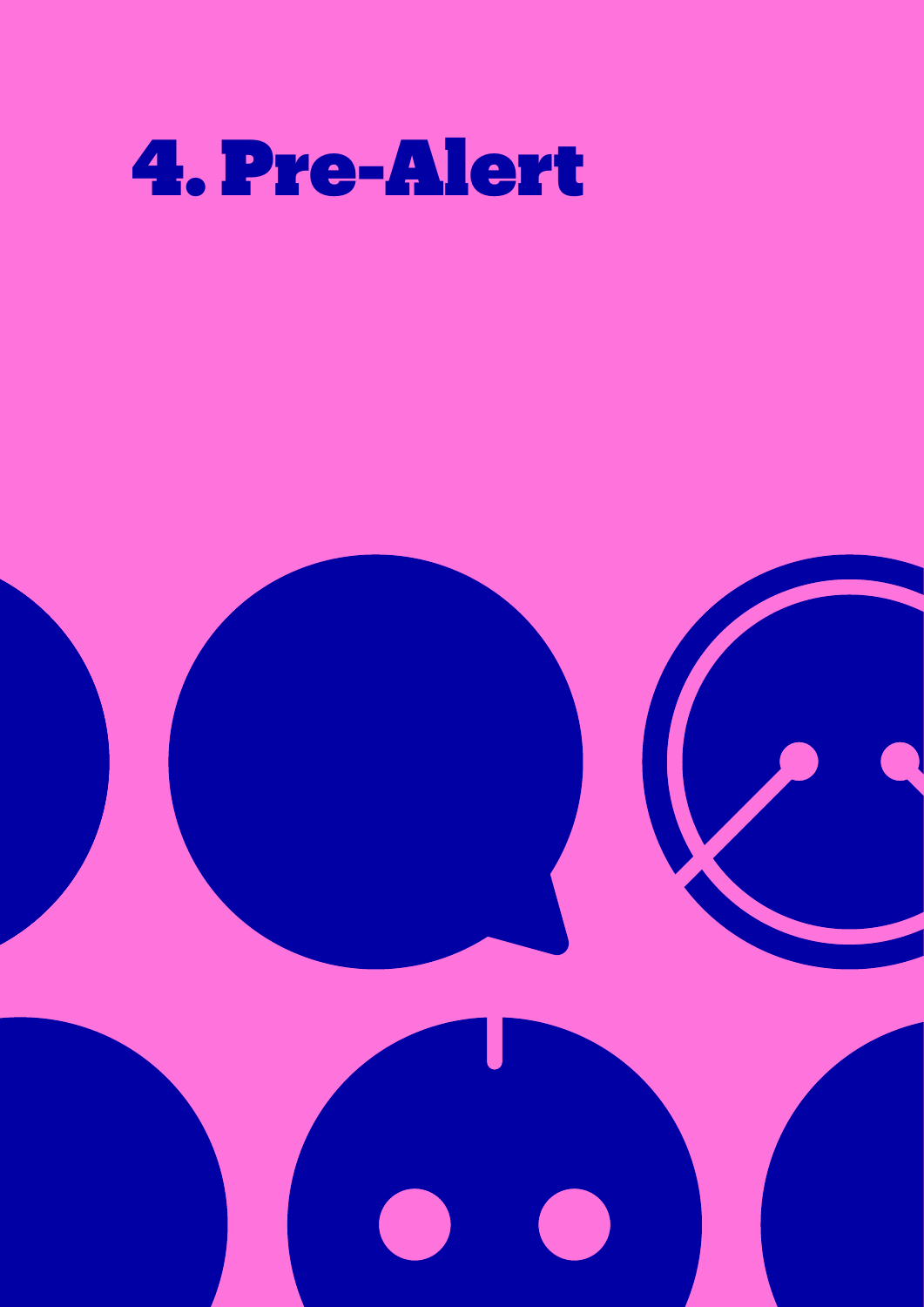# 4. Pre-Alert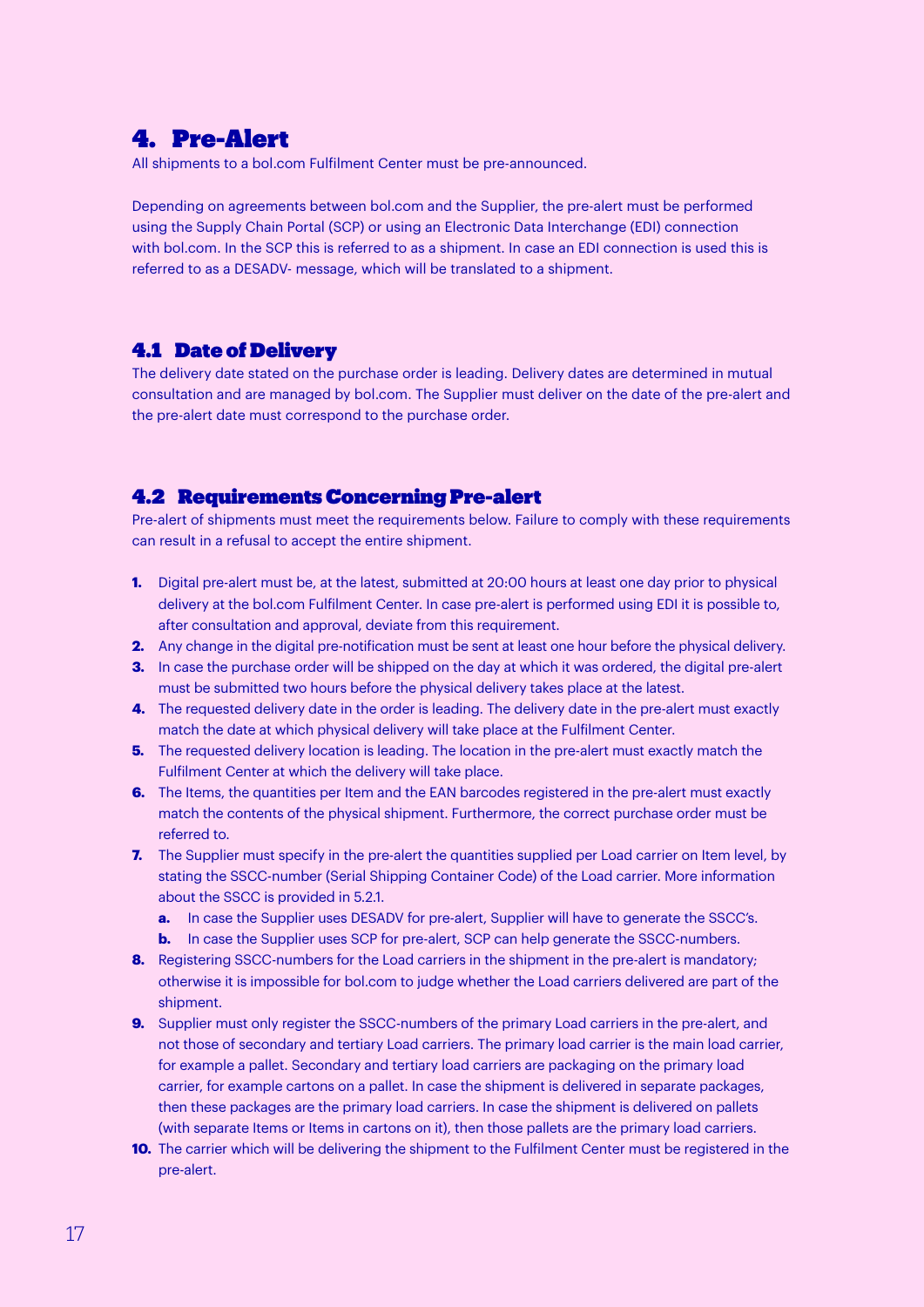# 4. Pre-Alert

All shipments to a bol.com Fulfilment Center must be pre-announced.

Depending on agreements between bol.com and the Supplier, the pre-alert must be performed using the Supply Chain Portal (SCP) or using an Electronic Data Interchange (EDI) connection with bol.com. In the SCP this is referred to as a shipment. In case an EDI connection is used this is referred to as a DESADV- message, which will be translated to a shipment.

## 4.1 Date of Delivery

The delivery date stated on the purchase order is leading. Delivery dates are determined in mutual consultation and are managed by bol.com. The Supplier must deliver on the date of the pre-alert and the pre-alert date must correspond to the purchase order.

## 4.2 Requirements Concerning Pre-alert

Pre-alert of shipments must meet the requirements below. Failure to comply with these requirements can result in a refusal to accept the entire shipment.

1. Digital pre-alert must be, at the latest, submitted at 20:00 hours at least one day prior to physical delivery at the bol.com Fulfilment Center. In case pre-alert is performed using EDI it is possible to, after consultation and approval, deviate from this requirement.
2. Any change in the digital pre-notification must be sent at least one hour before the physical delivery.
3. In case the purchase order will be shipped on the day at which it was ordered, the digital pre-alert must be submitted two hours before the physical delivery takes place at the latest.
4. The requested delivery date in the order is leading. The delivery date in the pre-alert must exactly match the date at which physical delivery will take place at the Fulfilment Center.
5. The requested delivery location is leading. The location in the pre-alert must exactly match the Fulfilment Center at which the delivery will take place.
6. The Items, the quantities per Item and the EAN barcodes registered in the pre-alert must exactly match the contents of the physical shipment. Furthermore, the correct purchase order must be referred to.
7. The Supplier must specify in the pre-alert the quantities supplied per Load carrier on Item level, by stating the SSCC-number (Serial Shipping Container Code) of the Load carrier. More information about the SSCC is provided in 5.2.1.
   a. In case the Supplier uses DESADV for pre-alert, Supplier will have to generate the SSCC's.
   b. In case the Supplier uses SCP for pre-alert, SCP can help generate the SSCC-numbers.
8. Registering SSCC-numbers for the Load carriers in the shipment in the pre-alert is mandatory; otherwise it is impossible for bol.com to judge whether the Load carriers delivered are part of the shipment.
9. Supplier must only register the SSCC-numbers of the primary Load carriers in the pre-alert, and not those of secondary and tertiary Load carriers. The primary load carrier is the main load carrier, for example a pallet. Secondary and tertiary load carriers are packaging on the primary load carrier, for example cartons on a pallet. In case the shipment is delivered in separate packages, then these packages are the primary load carriers. In case the shipment is delivered on pallets (with separate Items or Items in cartons on it), then those pallets are the primary load carriers.
10. The carrier which will be delivering the shipment to the Fulfilment Center must be registered in the pre-alert.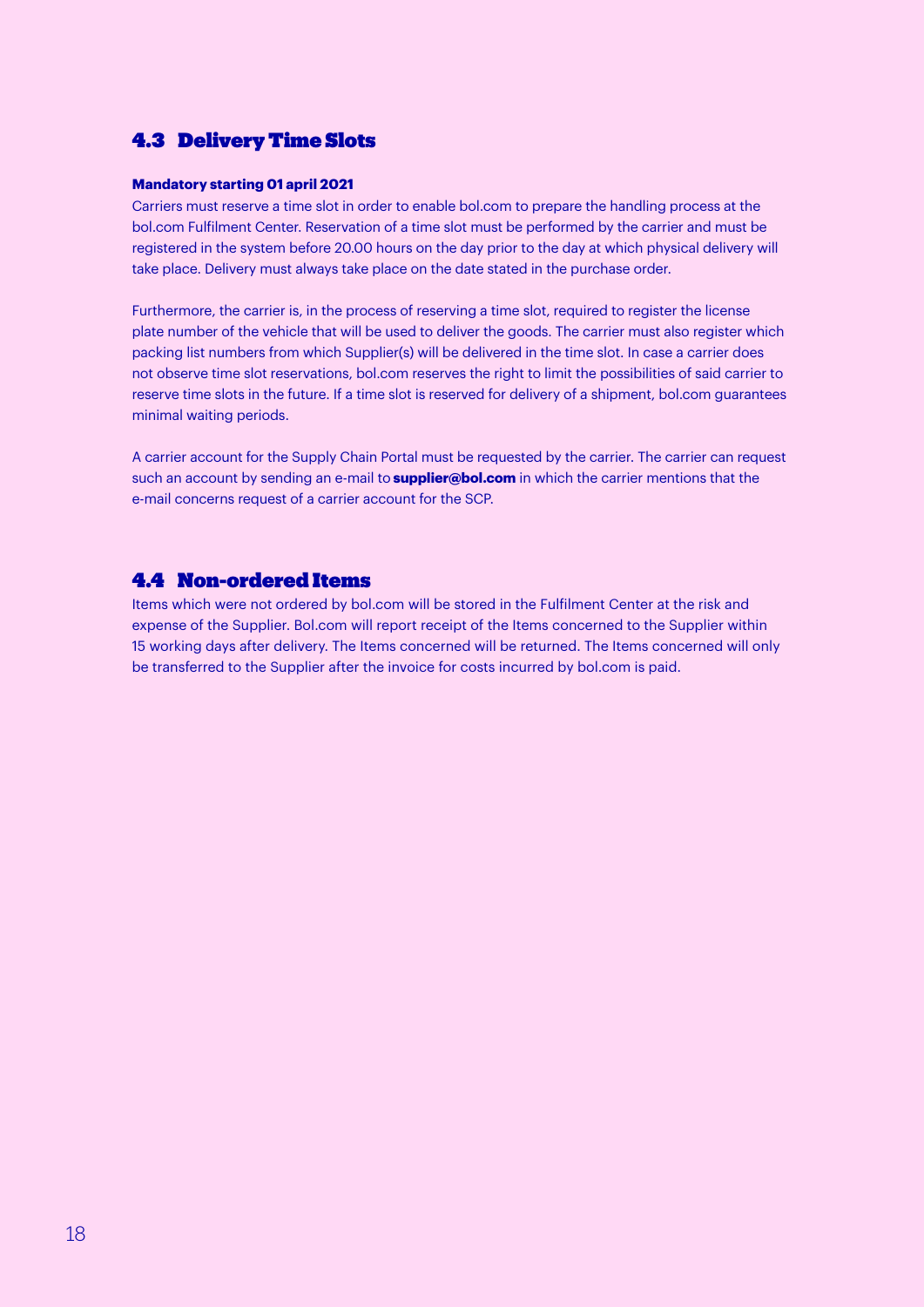## 4.3 Delivery Time Slots

**Mandatory starting 01 april 2021**

Carriers must reserve a time slot in order to enable bol.com to prepare the handling process at the bol.com Fulfilment Center. Reservation of a time slot must be performed by the carrier and must be registered in the system before 20.00 hours on the day prior to the day at which physical delivery will take place. Delivery must always take place on the date stated in the purchase order.

Furthermore, the carrier is, in the process of reserving a time slot, required to register the license plate number of the vehicle that will be used to deliver the goods. The carrier must also register which packing list numbers from which Supplier(s) will be delivered in the time slot. In case a carrier does not observe time slot reservations, bol.com reserves the right to limit the possibilities of said carrier to reserve time slots in the future. If a time slot is reserved for delivery of a shipment, bol.com guarantees minimal waiting periods.

A carrier account for the Supply Chain Portal must be requested by the carrier. The carrier can request such an account by sending an e-mail to **supplier@bol.com** in which the carrier mentions that the e-mail concerns request of a carrier account for the SCP.

## 4.4 Non-ordered Items

Items which were not ordered by bol.com will be stored in the Fulfilment Center at the risk and expense of the Supplier. Bol.com will report receipt of the Items concerned to the Supplier within 15 working days after delivery. The Items concerned will be returned. The Items concerned will only be transferred to the Supplier after the invoice for costs incurred by bol.com is paid.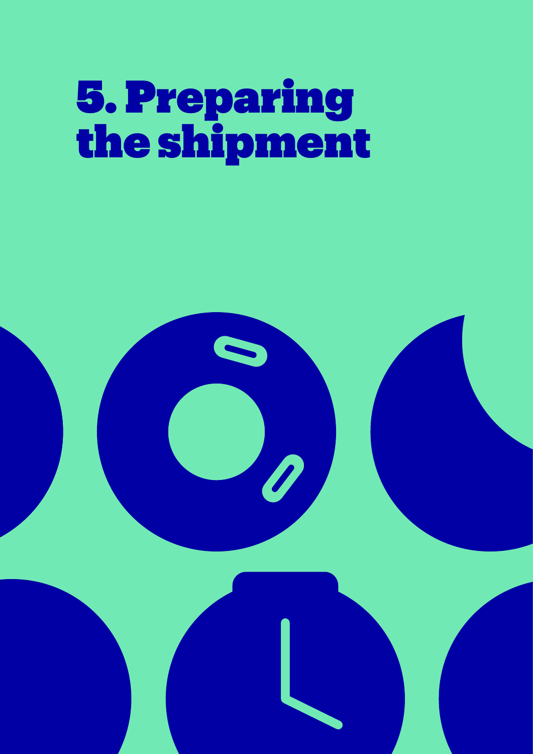# 5. Preparing the shipment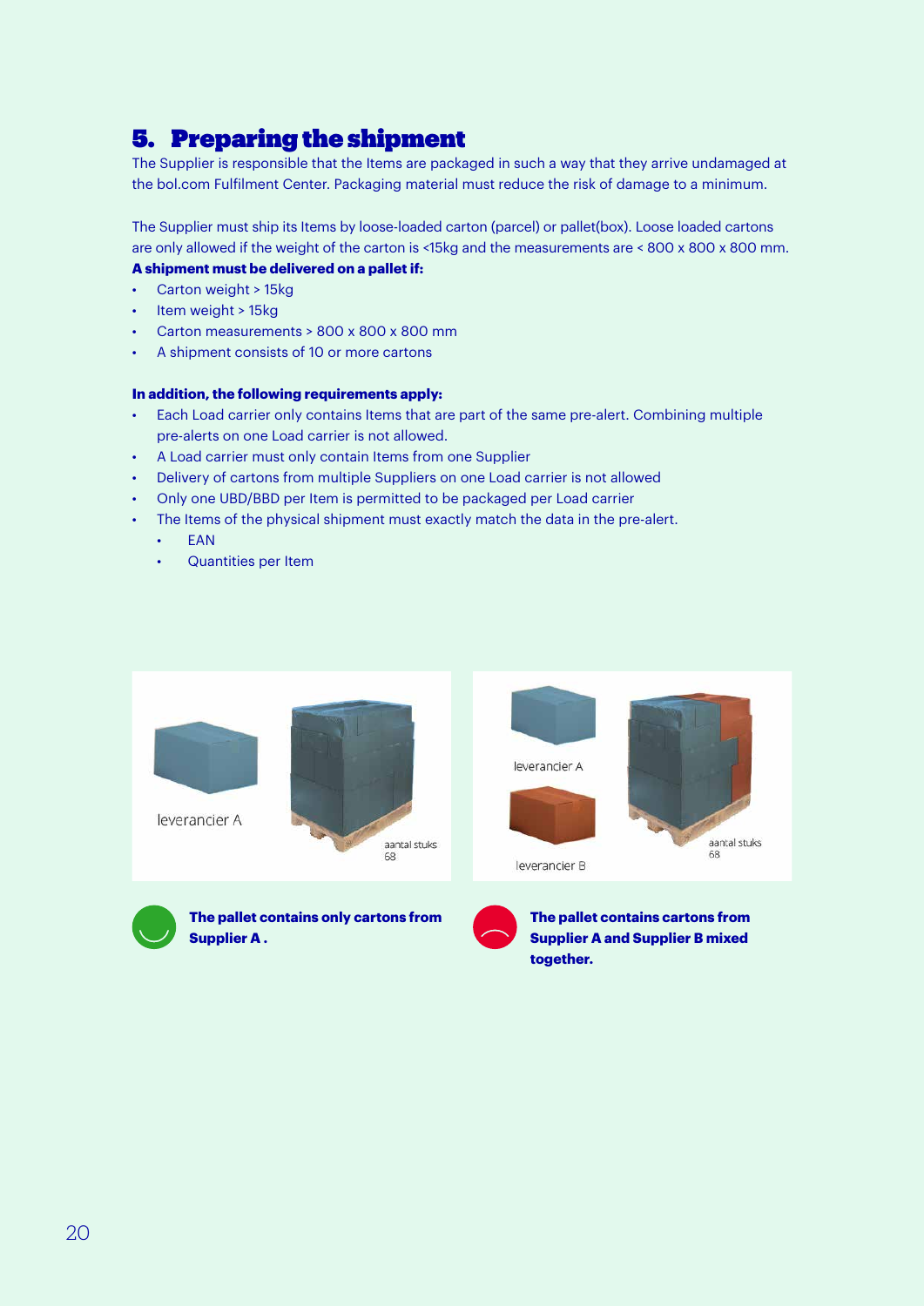# 5. Preparing the shipment

The Supplier is responsible that the Items are packaged in such a way that they arrive undamaged at the bol.com Fulfilment Center. Packaging material must reduce the risk of damage to a minimum.

The Supplier must ship its Items by loose-loaded carton (parcel) or pallet(box). Loose loaded cartons are only allowed if the weight of the carton is <15kg and the measurements are < 800 x 800 x 800 mm.

**A shipment must be delivered on a pallet if:**

- Carton weight > 15kg
- Item weight > 15kg
- Carton measurements > 800 x 800 x 800 mm
- A shipment consists of 10 or more cartons

**In addition, the following requirements apply:**

- Each Load carrier only contains Items that are part of the same pre-alert. Combining multiple pre-alerts on one Load carrier is not allowed.
- A Load carrier must only contain Items from one Supplier
- Delivery of cartons from multiple Suppliers on one Load carrier is not allowed
- Only one UBD/BBD per Item is permitted to be packaged per Load carrier
- The Items of the physical shipment must exactly match the data in the pre-alert.
  - EAN
  - Quantities per Item

**The pallet contains only cartons from Supplier A .**

**The pallet contains cartons from Supplier A and Supplier B mixed together.**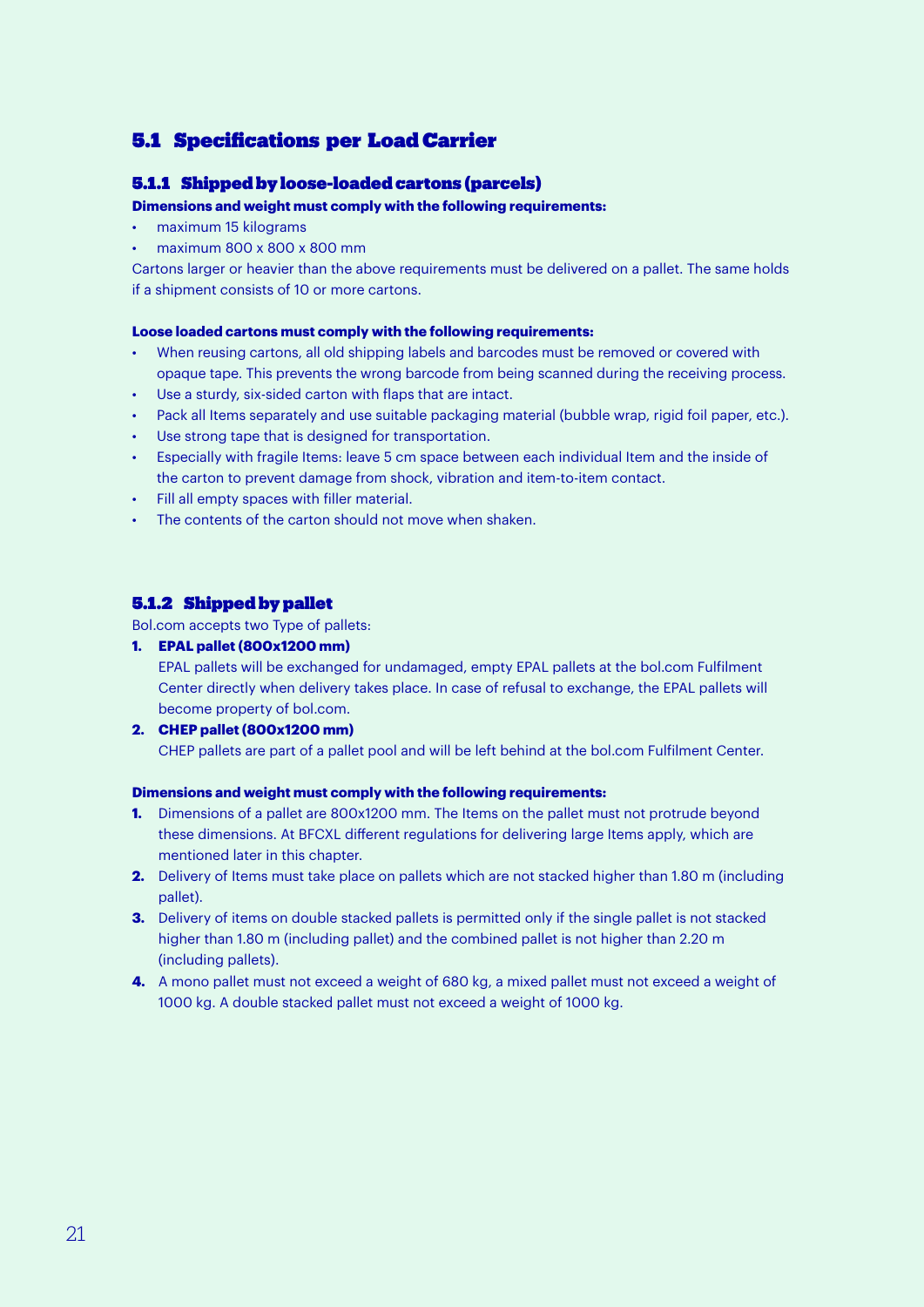## 5.1 Specifications per Load Carrier

### 5.1.1 Shipped by loose-loaded cartons (parcels)

**Dimensions and weight must comply with the following requirements:**

- maximum 15 kilograms
- maximum 800 x 800 x 800 mm

Cartons larger or heavier than the above requirements must be delivered on a pallet. The same holds if a shipment consists of 10 or more cartons.

**Loose loaded cartons must comply with the following requirements:**

- When reusing cartons, all old shipping labels and barcodes must be removed or covered with opaque tape. This prevents the wrong barcode from being scanned during the receiving process.
- Use a sturdy, six-sided carton with flaps that are intact.
- Pack all Items separately and use suitable packaging material (bubble wrap, rigid foil paper, etc.).
- Use strong tape that is designed for transportation.
- Especially with fragile Items: leave 5 cm space between each individual Item and the inside of the carton to prevent damage from shock, vibration and item-to-item contact.
- Fill all empty spaces with filler material.
- The contents of the carton should not move when shaken.

### 5.1.2 Shipped by pallet

Bol.com accepts two Type of pallets:

1. **EPAL pallet (800x1200 mm)**
   EPAL pallets will be exchanged for undamaged, empty EPAL pallets at the bol.com Fulfilment Center directly when delivery takes place. In case of refusal to exchange, the EPAL pallets will become property of bol.com.
2. **CHEP pallet (800x1200 mm)**
   CHEP pallets are part of a pallet pool and will be left behind at the bol.com Fulfilment Center.

**Dimensions and weight must comply with the following requirements:**

1. Dimensions of a pallet are 800x1200 mm. The Items on the pallet must not protrude beyond these dimensions. At BFCXL different regulations for delivering large Items apply, which are mentioned later in this chapter.
2. Delivery of Items must take place on pallets which are not stacked higher than 1.80 m (including pallet).
3. Delivery of items on double stacked pallets is permitted only if the single pallet is not stacked higher than 1.80 m (including pallet) and the combined pallet is not higher than 2.20 m (including pallets).
4. A mono pallet must not exceed a weight of 680 kg, a mixed pallet must not exceed a weight of 1000 kg. A double stacked pallet must not exceed a weight of 1000 kg.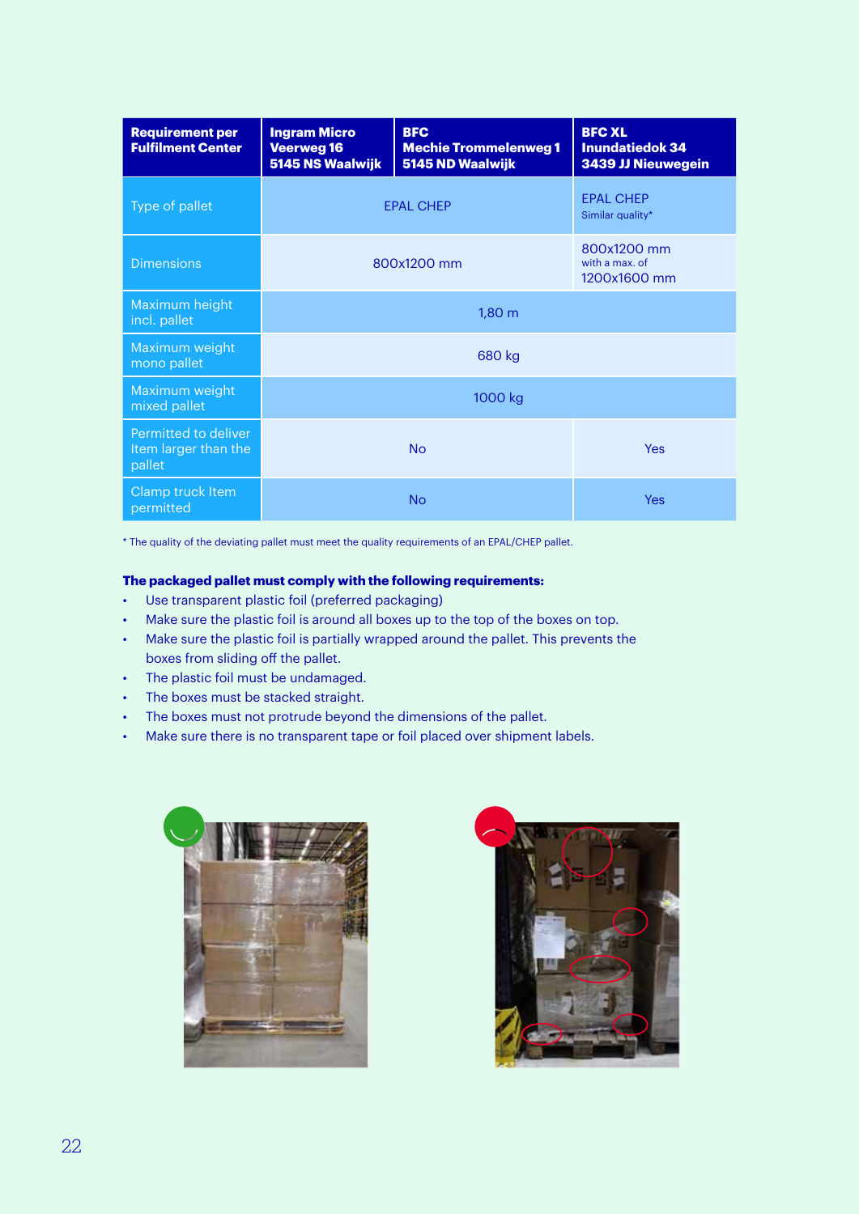| Requirement per Fulfilment Center | Ingram Micro Veerweg 16 5145 NS Waalwijk | BFC Mechie Trommelenweg 1 5145 ND Waalwijk | BFC XL Inundatiedok 34 3439 JJ Nieuwegein |
|---|---|---|---|
| Type of pallet | EPAL CHEP | | EPAL CHEP Similar quality* |
| Dimensions | 800x1200 mm | | 800x1200 mm with a max. of 1200x1600 mm |
| Maximum height incl. pallet | 1,80 m | | |
| Maximum weight mono pallet | 680 kg | | |
| Maximum weight mixed pallet | 1000 kg | | |
| Permitted to deliver Item larger than the pallet | No | | Yes |
| Clamp truck Item permitted | No | | Yes |

* The quality of the deviating pallet must meet the quality requirements of an EPAL/CHEP pallet.

**The packaged pallet must comply with the following requirements:**

- Use transparent plastic foil (preferred packaging)
- Make sure the plastic foil is around all boxes up to the top of the boxes on top.
- Make sure the plastic foil is partially wrapped around the pallet. This prevents the boxes from sliding off the pallet.
- The plastic foil must be undamaged.
- The boxes must be stacked straight.
- The boxes must not protrude beyond the dimensions of the pallet.
- Make sure there is no transparent tape or foil placed over shipment labels.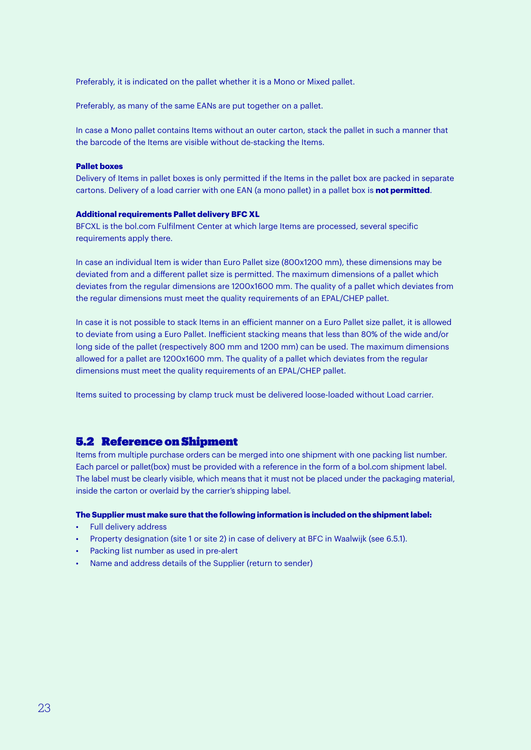Preferably, it is indicated on the pallet whether it is a Mono or Mixed pallet.

Preferably, as many of the same EANs are put together on a pallet.

In case a Mono pallet contains Items without an outer carton, stack the pallet in such a manner that the barcode of the Items are visible without de-stacking the Items.

**Pallet boxes**
Delivery of Items in pallet boxes is only permitted if the Items in the pallet box are packed in separate cartons. Delivery of a load carrier with one EAN (a mono pallet) in a pallet box is **not permitted**.

**Additional requirements Pallet delivery BFC XL**
BFCXL is the bol.com Fulfilment Center at which large Items are processed, several specific requirements apply there.

In case an individual Item is wider than Euro Pallet size (800x1200 mm), these dimensions may be deviated from and a different pallet size is permitted. The maximum dimensions of a pallet which deviates from the regular dimensions are 1200x1600 mm. The quality of a pallet which deviates from the regular dimensions must meet the quality requirements of an EPAL/CHEP pallet.

In case it is not possible to stack Items in an efficient manner on a Euro Pallet size pallet, it is allowed to deviate from using a Euro Pallet. Inefficient stacking means that less than 80% of the wide and/or long side of the pallet (respectively 800 mm and 1200 mm) can be used. The maximum dimensions allowed for a pallet are 1200x1600 mm. The quality of a pallet which deviates from the regular dimensions must meet the quality requirements of an EPAL/CHEP pallet.

Items suited to processing by clamp truck must be delivered loose-loaded without Load carrier.

## 5.2 Reference on Shipment

Items from multiple purchase orders can be merged into one shipment with one packing list number. Each parcel or pallet(box) must be provided with a reference in the form of a bol.com shipment label. The label must be clearly visible, which means that it must not be placed under the packaging material, inside the carton or overlaid by the carrier's shipping label.

**The Supplier must make sure that the following information is included on the shipment label:**

- Full delivery address
- Property designation (site 1 or site 2) in case of delivery at BFC in Waalwijk (see 6.5.1).
- Packing list number as used in pre-alert
- Name and address details of the Supplier (return to sender)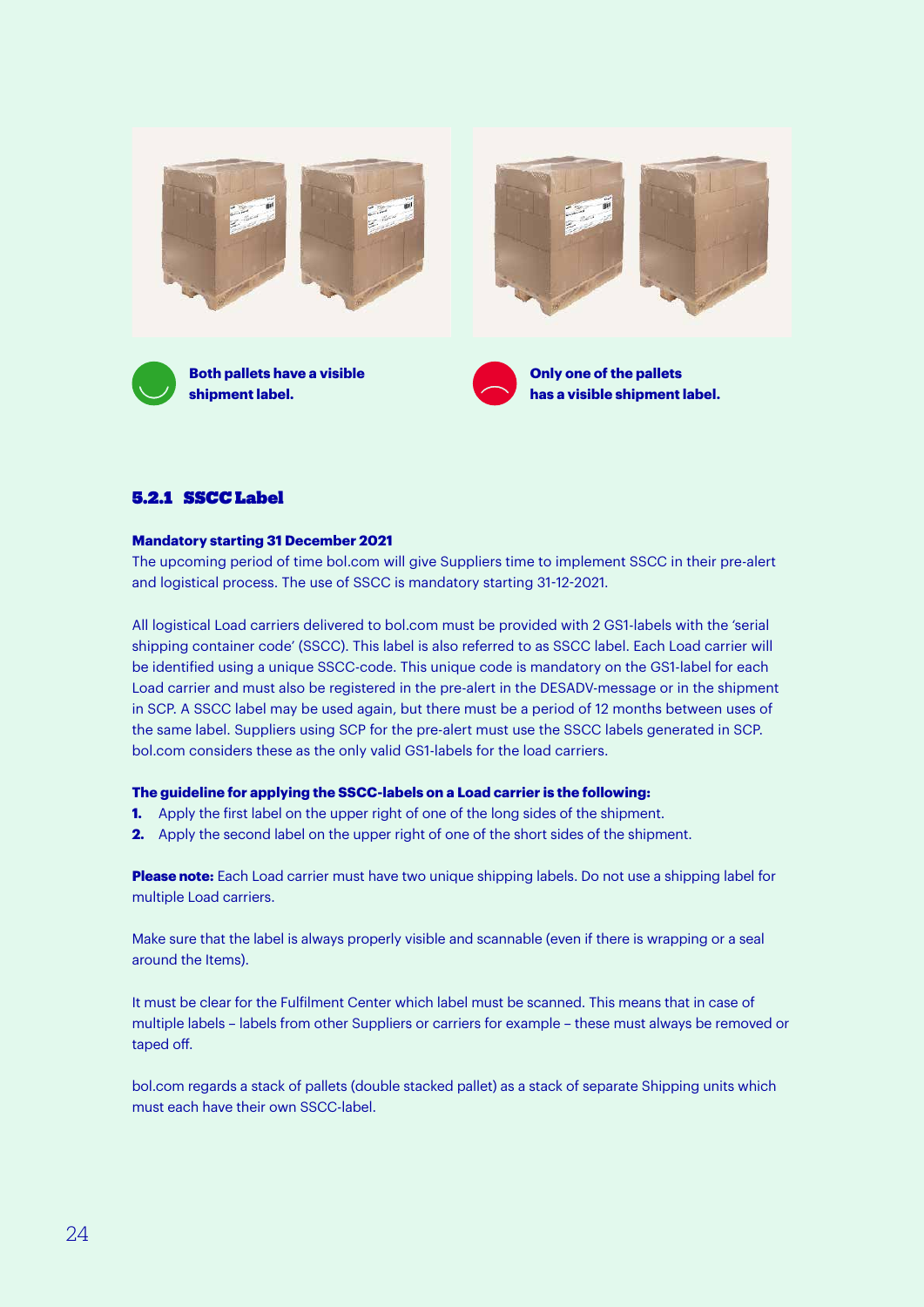Both pallets have a visible shipment label.

Only one of the pallets has a visible shipment label.

### 5.2.1 SSCC Label

**Mandatory starting 31 December 2021**

The upcoming period of time bol.com will give Suppliers time to implement SSCC in their pre-alert and logistical process. The use of SSCC is mandatory starting 31-12-2021.

All logistical Load carriers delivered to bol.com must be provided with 2 GS1-labels with the 'serial shipping container code' (SSCC). This label is also referred to as SSCC label. Each Load carrier will be identified using a unique SSCC-code. This unique code is mandatory on the GS1-label for each Load carrier and must also be registered in the pre-alert in the DESADV-message or in the shipment in SCP. A SSCC label may be used again, but there must be a period of 12 months between uses of the same label. Suppliers using SCP for the pre-alert must use the SSCC labels generated in SCP. bol.com considers these as the only valid GS1-labels for the load carriers.

**The guideline for applying the SSCC-labels on a Load carrier is the following:**

1. Apply the first label on the upper right of one of the long sides of the shipment.
2. Apply the second label on the upper right of one of the short sides of the shipment.

**Please note:** Each Load carrier must have two unique shipping labels. Do not use a shipping label for multiple Load carriers.

Make sure that the label is always properly visible and scannable (even if there is wrapping or a seal around the Items).

It must be clear for the Fulfilment Center which label must be scanned. This means that in case of multiple labels – labels from other Suppliers or carriers for example – these must always be removed or taped off.

bol.com regards a stack of pallets (double stacked pallet) as a stack of separate Shipping units which must each have their own SSCC-label.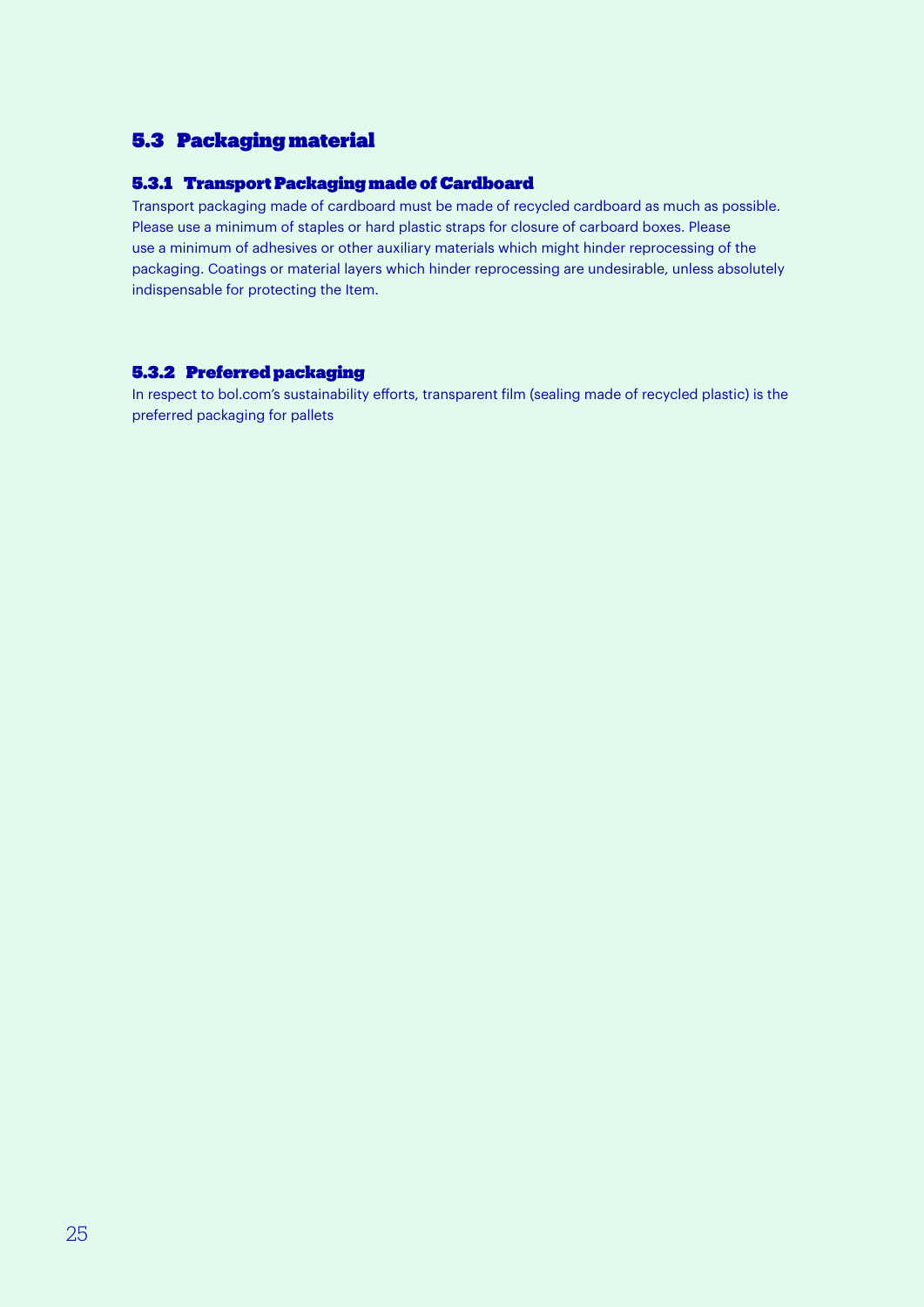## 5.3 Packaging material

### 5.3.1 Transport Packaging made of Cardboard

Transport packaging made of cardboard must be made of recycled cardboard as much as possible. Please use a minimum of staples or hard plastic straps for closure of carboard boxes. Please use a minimum of adhesives or other auxiliary materials which might hinder reprocessing of the packaging. Coatings or material layers which hinder reprocessing are undesirable, unless absolutely indispensable for protecting the Item.

### 5.3.2 Preferred packaging

In respect to bol.com's sustainability efforts, transparent film (sealing made of recycled plastic) is the preferred packaging for pallets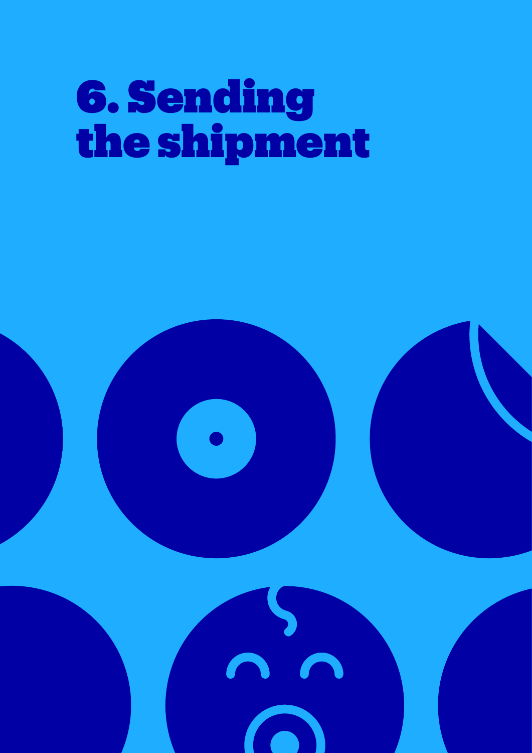# 6. Sending the shipment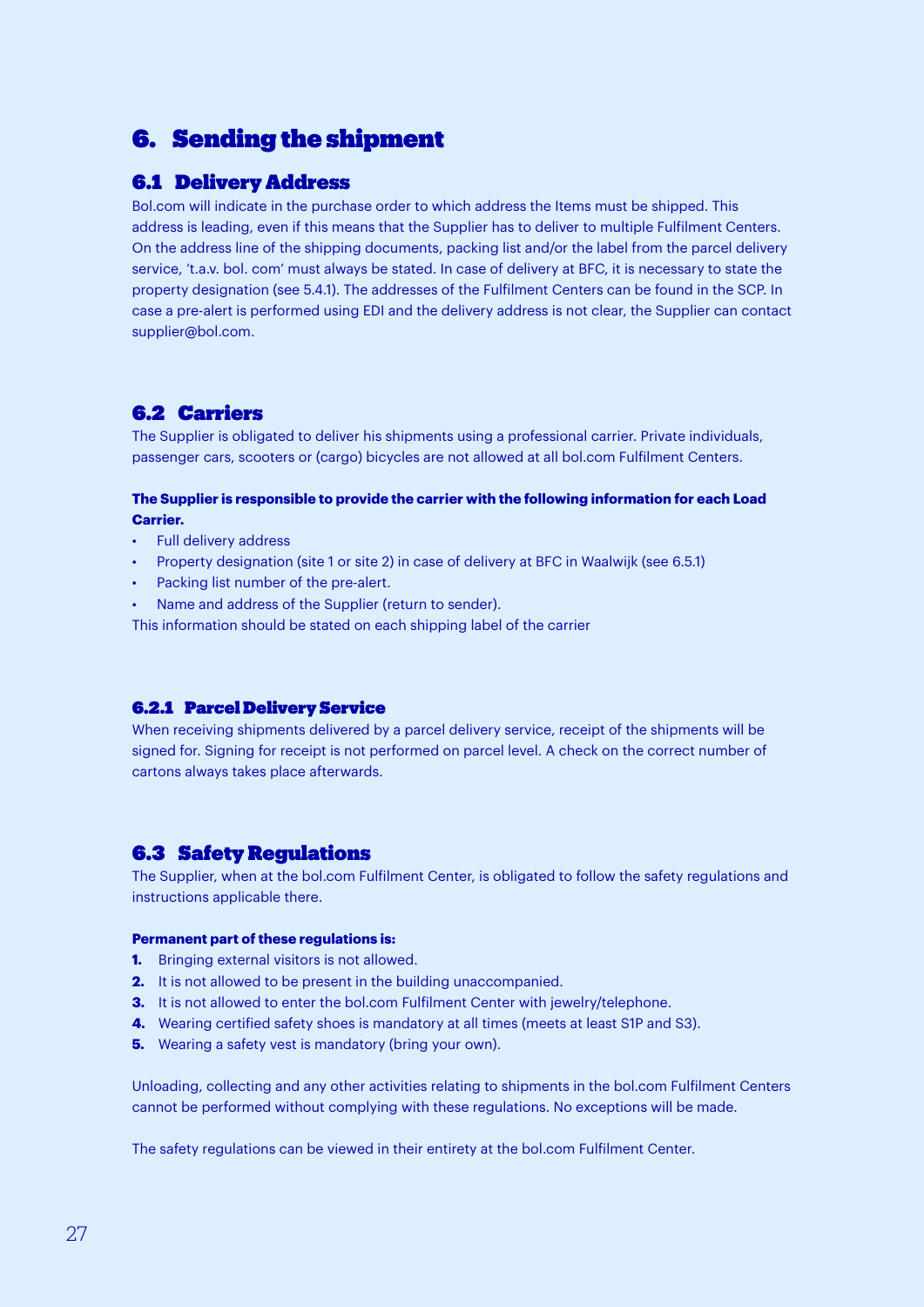# 6. Sending the shipment

## 6.1 Delivery Address

Bol.com will indicate in the purchase order to which address the Items must be shipped. This address is leading, even if this means that the Supplier has to deliver to multiple Fulfilment Centers. On the address line of the shipping documents, packing list and/or the label from the parcel delivery service, 't.a.v. bol. com' must always be stated. In case of delivery at BFC, it is necessary to state the property designation (see 5.4.1). The addresses of the Fulfilment Centers can be found in the SCP. In case a pre-alert is performed using EDI and the delivery address is not clear, the Supplier can contact supplier@bol.com.

## 6.2 Carriers

The Supplier is obligated to deliver his shipments using a professional carrier. Private individuals, passenger cars, scooters or (cargo) bicycles are not allowed at all bol.com Fulfilment Centers.

**The Supplier is responsible to provide the carrier with the following information for each Load Carrier.**

- Full delivery address
- Property designation (site 1 or site 2) in case of delivery at BFC in Waalwijk (see 6.5.1)
- Packing list number of the pre-alert.
- Name and address of the Supplier (return to sender).

This information should be stated on each shipping label of the carrier

### 6.2.1 Parcel Delivery Service

When receiving shipments delivered by a parcel delivery service, receipt of the shipments will be signed for. Signing for receipt is not performed on parcel level. A check on the correct number of cartons always takes place afterwards.

## 6.3 Safety Regulations

The Supplier, when at the bol.com Fulfilment Center, is obligated to follow the safety regulations and instructions applicable there.

**Permanent part of these regulations is:**

1. Bringing external visitors is not allowed.
2. It is not allowed to be present in the building unaccompanied.
3. It is not allowed to enter the bol.com Fulfilment Center with jewelry/telephone.
4. Wearing certified safety shoes is mandatory at all times (meets at least S1P and S3).
5. Wearing a safety vest is mandatory (bring your own).

Unloading, collecting and any other activities relating to shipments in the bol.com Fulfilment Centers cannot be performed without complying with these regulations. No exceptions will be made.

The safety regulations can be viewed in their entirety at the bol.com Fulfilment Center.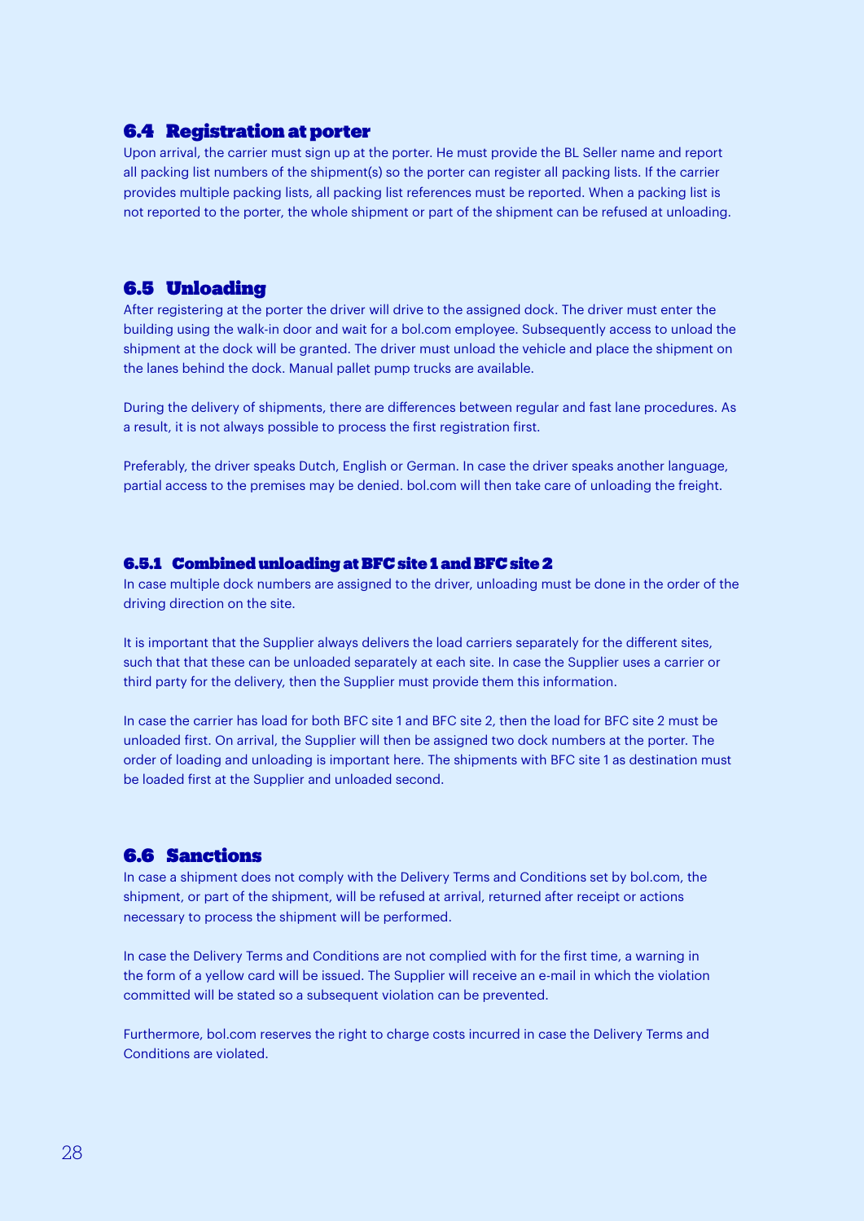## 6.4 Registration at porter

Upon arrival, the carrier must sign up at the porter. He must provide the BL Seller name and report all packing list numbers of the shipment(s) so the porter can register all packing lists. If the carrier provides multiple packing lists, all packing list references must be reported. When a packing list is not reported to the porter, the whole shipment or part of the shipment can be refused at unloading.

## 6.5 Unloading

After registering at the porter the driver will drive to the assigned dock. The driver must enter the building using the walk-in door and wait for a bol.com employee. Subsequently access to unload the shipment at the dock will be granted. The driver must unload the vehicle and place the shipment on the lanes behind the dock. Manual pallet pump trucks are available.

During the delivery of shipments, there are differences between regular and fast lane procedures. As a result, it is not always possible to process the first registration first.

Preferably, the driver speaks Dutch, English or German. In case the driver speaks another language, partial access to the premises may be denied. bol.com will then take care of unloading the freight.

### 6.5.1 Combined unloading at BFC site 1 and BFC site 2

In case multiple dock numbers are assigned to the driver, unloading must be done in the order of the driving direction on the site.

It is important that the Supplier always delivers the load carriers separately for the different sites, such that that these can be unloaded separately at each site. In case the Supplier uses a carrier or third party for the delivery, then the Supplier must provide them this information.

In case the carrier has load for both BFC site 1 and BFC site 2, then the load for BFC site 2 must be unloaded first. On arrival, the Supplier will then be assigned two dock numbers at the porter. The order of loading and unloading is important here. The shipments with BFC site 1 as destination must be loaded first at the Supplier and unloaded second.

## 6.6 Sanctions

In case a shipment does not comply with the Delivery Terms and Conditions set by bol.com, the shipment, or part of the shipment, will be refused at arrival, returned after receipt or actions necessary to process the shipment will be performed.

In case the Delivery Terms and Conditions are not complied with for the first time, a warning in the form of a yellow card will be issued. The Supplier will receive an e-mail in which the violation committed will be stated so a subsequent violation can be prevented.

Furthermore, bol.com reserves the right to charge costs incurred in case the Delivery Terms and Conditions are violated.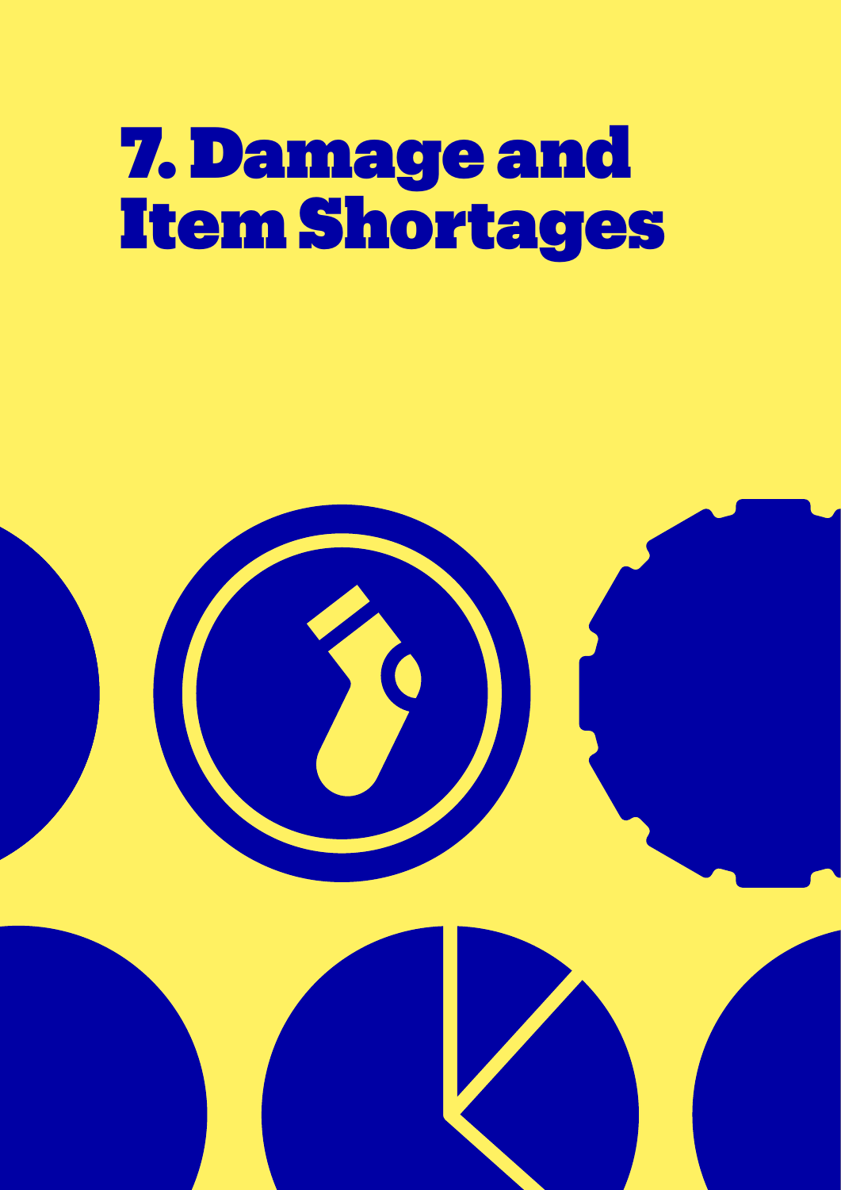# 7. Damage and Item Shortages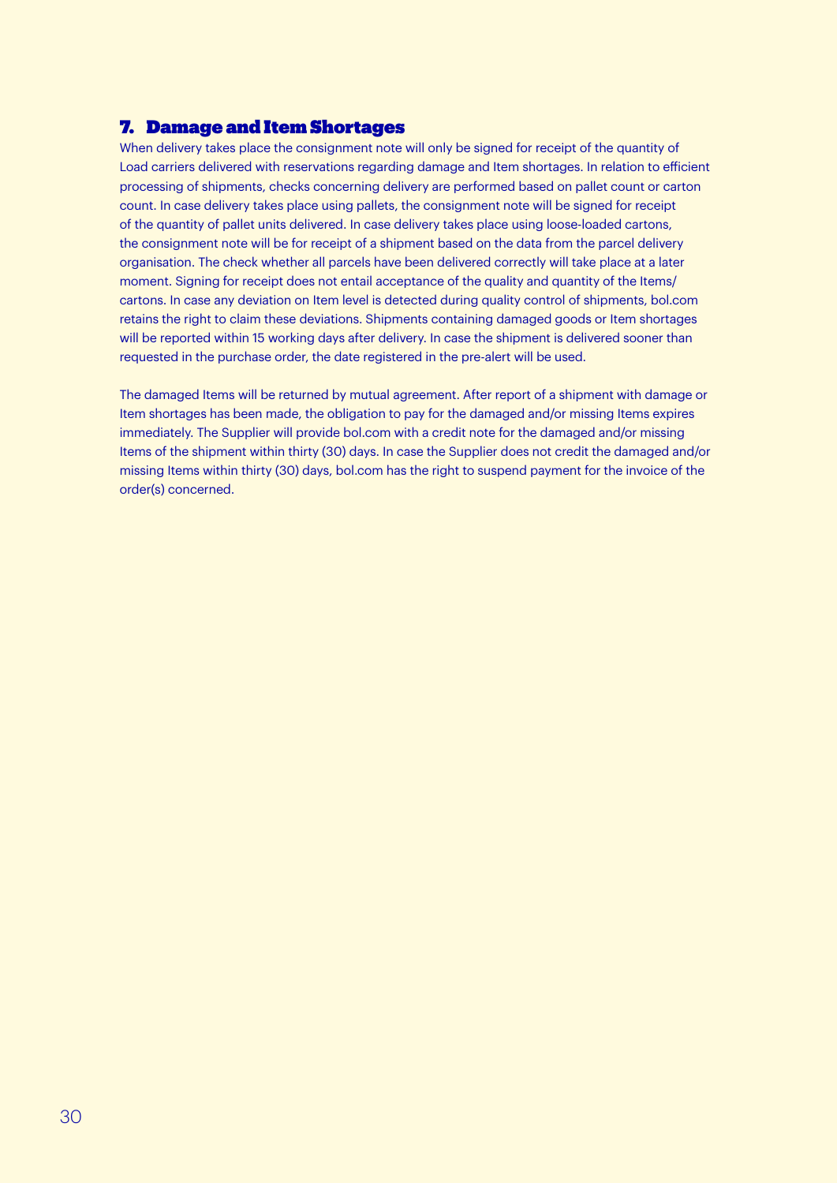## 7. Damage and Item Shortages

When delivery takes place the consignment note will only be signed for receipt of the quantity of Load carriers delivered with reservations regarding damage and Item shortages. In relation to efficient processing of shipments, checks concerning delivery are performed based on pallet count or carton count. In case delivery takes place using pallets, the consignment note will be signed for receipt of the quantity of pallet units delivered. In case delivery takes place using loose-loaded cartons, the consignment note will be for receipt of a shipment based on the data from the parcel delivery organisation. The check whether all parcels have been delivered correctly will take place at a later moment. Signing for receipt does not entail acceptance of the quality and quantity of the Items/cartons. In case any deviation on Item level is detected during quality control of shipments, bol.com retains the right to claim these deviations. Shipments containing damaged goods or Item shortages will be reported within 15 working days after delivery. In case the shipment is delivered sooner than requested in the purchase order, the date registered in the pre-alert will be used.

The damaged Items will be returned by mutual agreement. After report of a shipment with damage or Item shortages has been made, the obligation to pay for the damaged and/or missing Items expires immediately. The Supplier will provide bol.com with a credit note for the damaged and/or missing Items of the shipment within thirty (30) days. In case the Supplier does not credit the damaged and/or missing Items within thirty (30) days, bol.com has the right to suspend payment for the invoice of the order(s) concerned.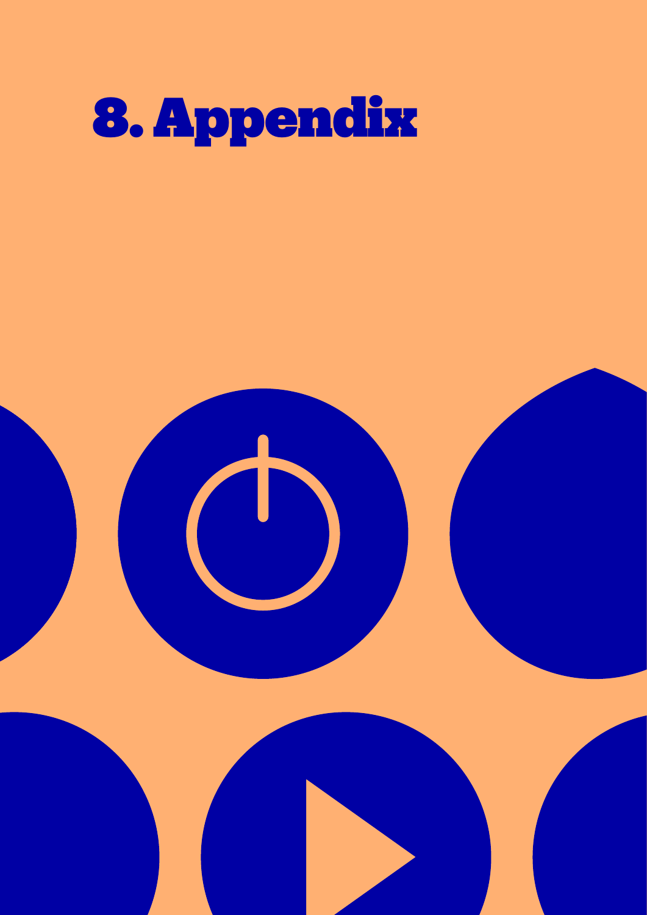# 8. Appendix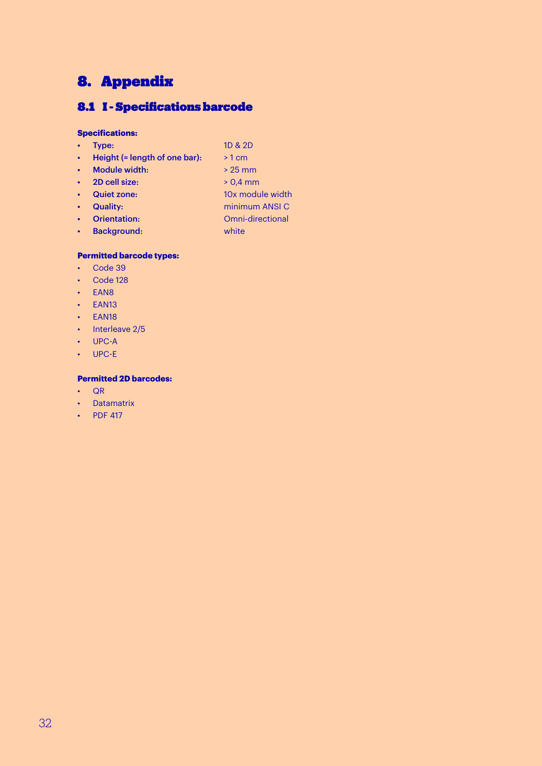# 8. Appendix

## 8.1 I - Specifications barcode

**Specifications:**

- **Type:** 1D & 2D
- **Height (= length of one bar):** > 1 cm
- **Module width:** > 25 mm
- **2D cell size:** > 0,4 mm
- **Quiet zone:** 10x module width
- **Quality:** minimum ANSI C
- **Orientation:** Omni-directional
- **Background:** white

**Permitted barcode types:**

- Code 39
- Code 128
- EAN8
- EAN13
- EAN18
- Interleave 2/5
- UPC-A
- UPC-E

**Permitted 2D barcodes:**

- QR
- Datamatrix
- PDF 417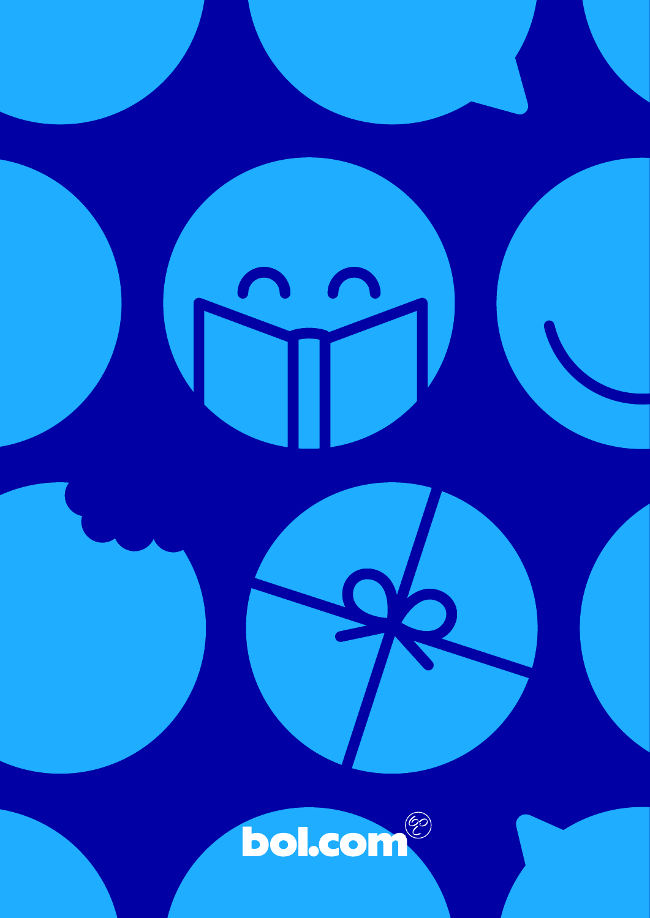bol.com